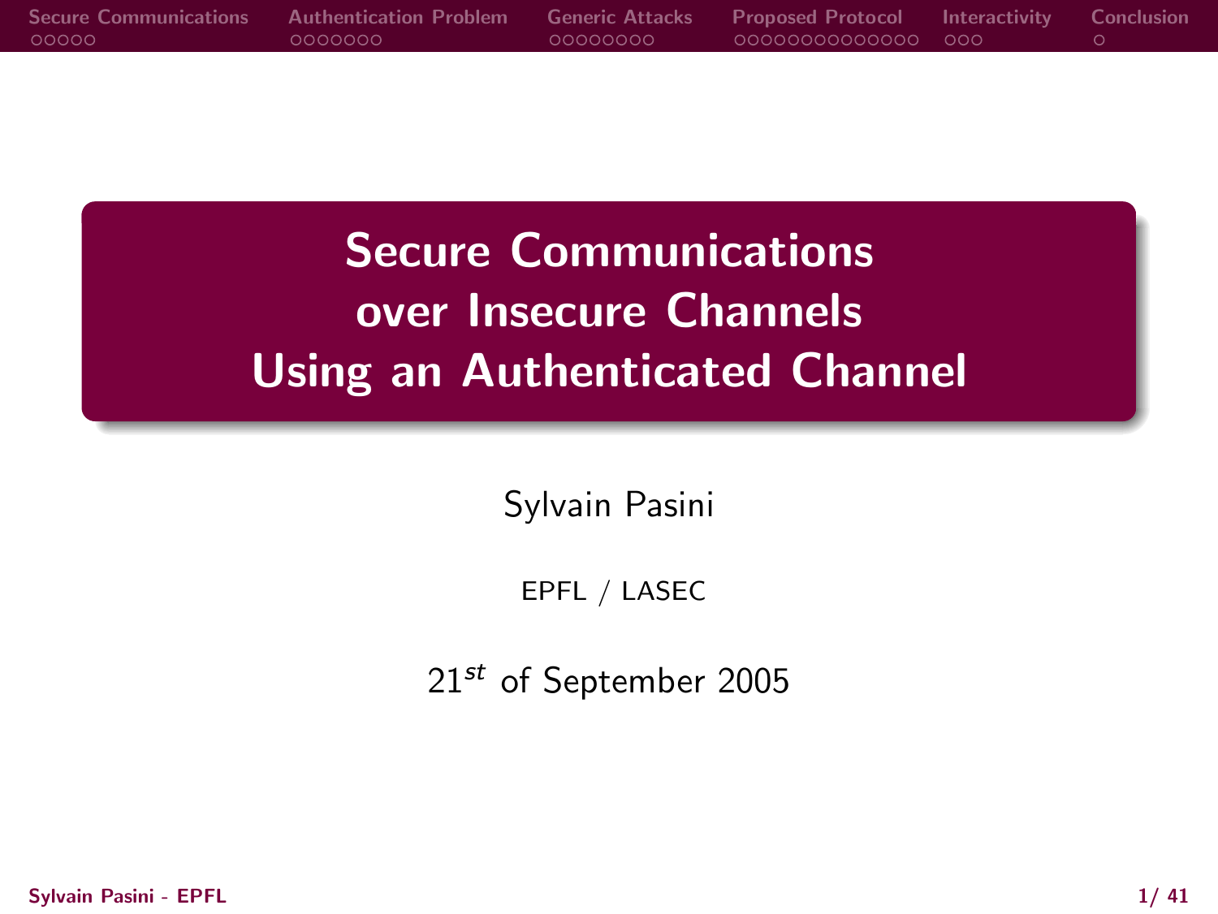# Secure Communications over Insecure Channels Using an Authenticated Channel

Sylvain Pasini

EPFL / LASEC

21$^{st}$ of September 2005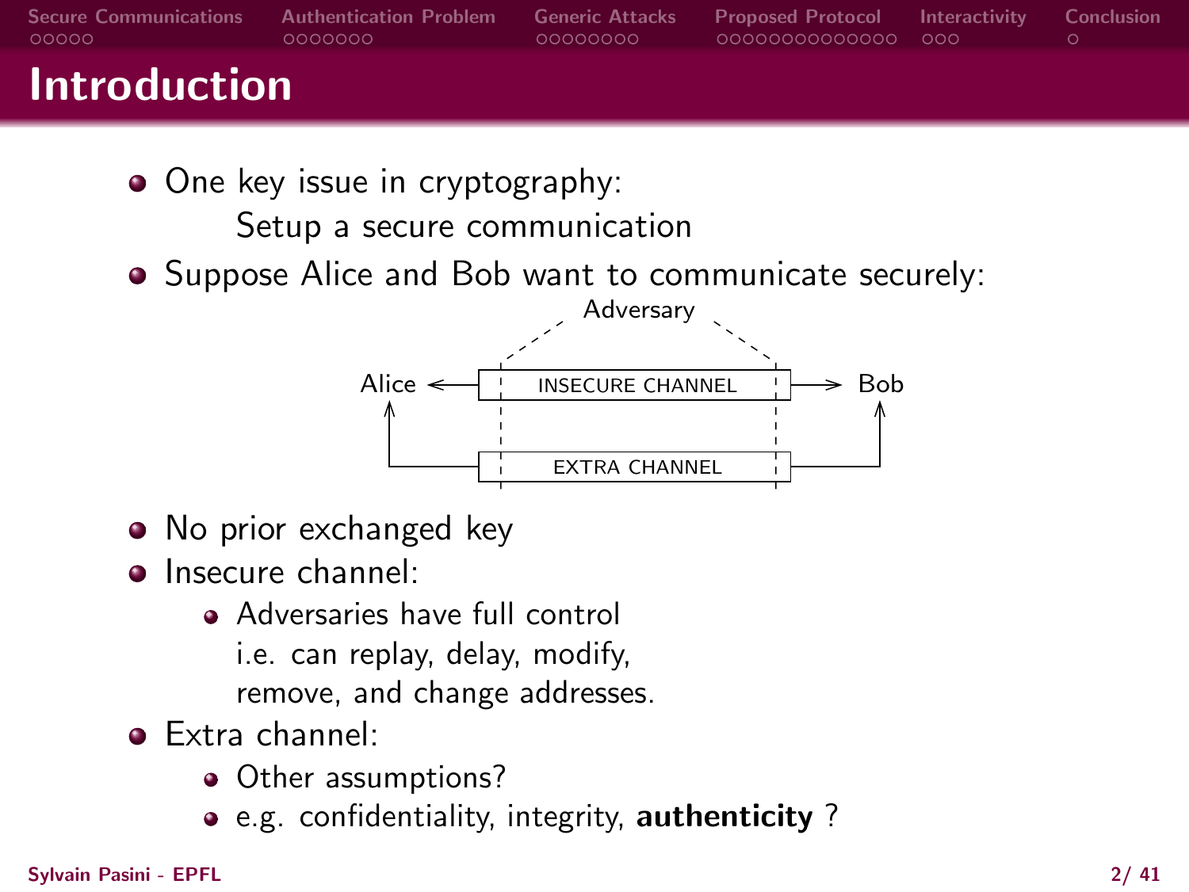# Introduction

- One key issue in cryptography:
  Setup a secure communication
- Suppose Alice and Bob want to communicate securely:

Adversary

Alice ← INSECURE CHANNEL → Bob

EXTRA CHANNEL

- No prior exchanged key
- Insecure channel:
  - Adversaries have full control
    i.e. can replay, delay, modify,
    remove, and change addresses.
- Extra channel:
  - Other assumptions?
  - e.g. confidentiality, integrity, **authenticity** ?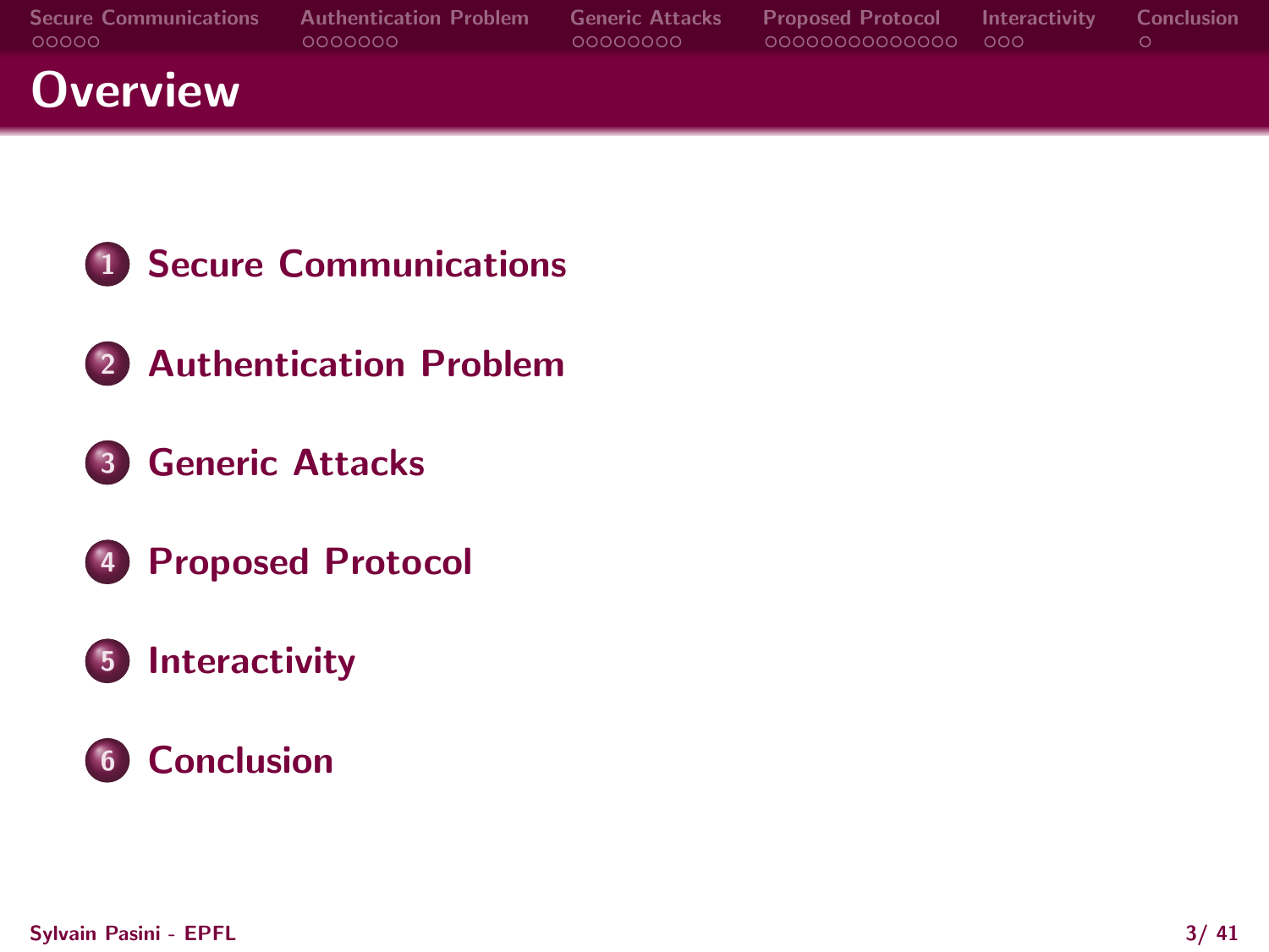# Overview

1. **Secure Communications**
2. **Authentication Problem**
3. **Generic Attacks**
4. **Proposed Protocol**
5. **Interactivity**
6. **Conclusion**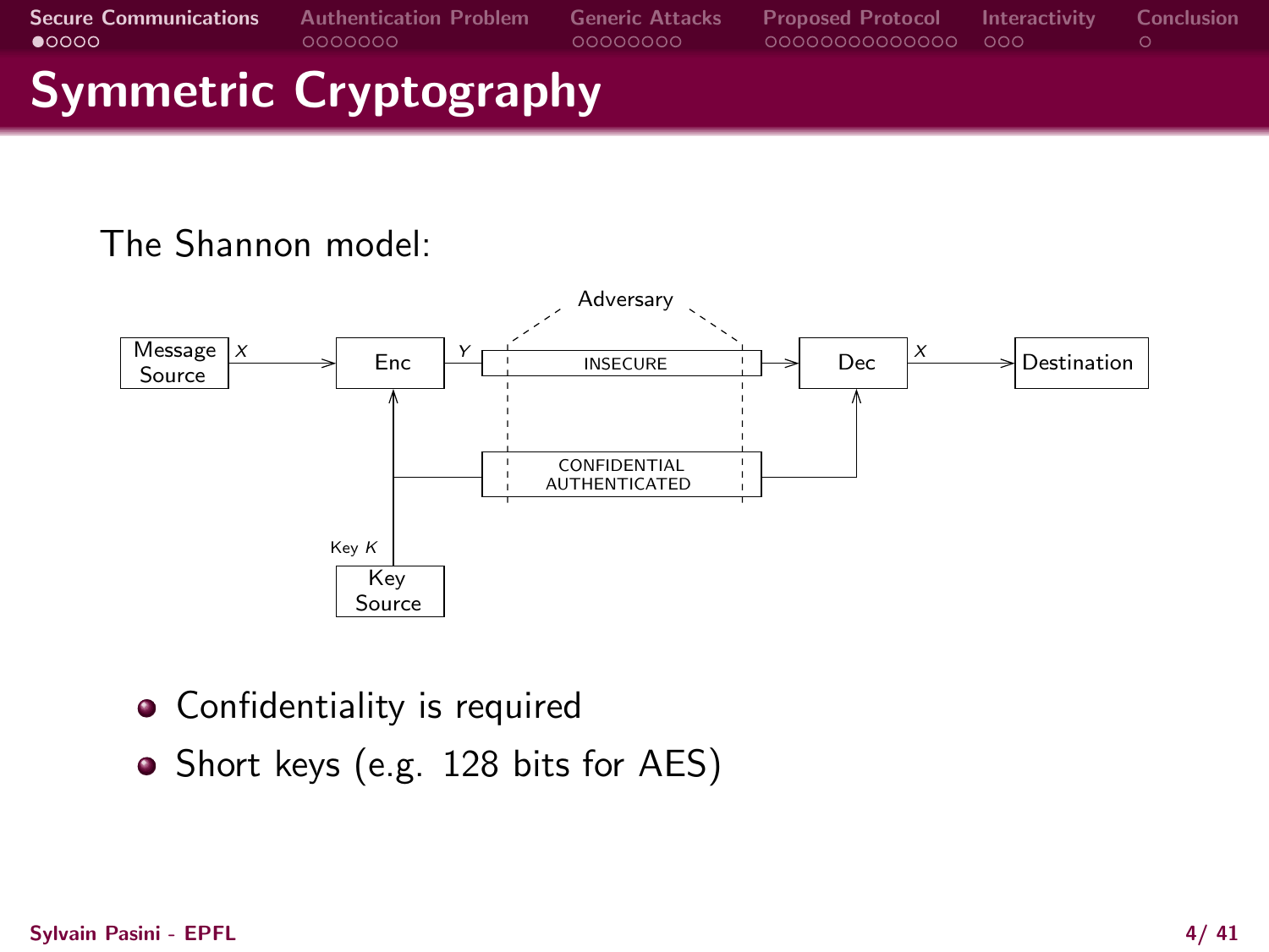# Symmetric Cryptography

The Shannon model:

Message Source —$X$→ Enc —$Y$→ INSECURE → Dec —$X$→ Destination

Adversary

Key Source — Key $K$ → Enc; CONFIDENTIAL AUTHENTICATED → Dec

- Confidentiality is required
- Short keys (e.g. 128 bits for AES)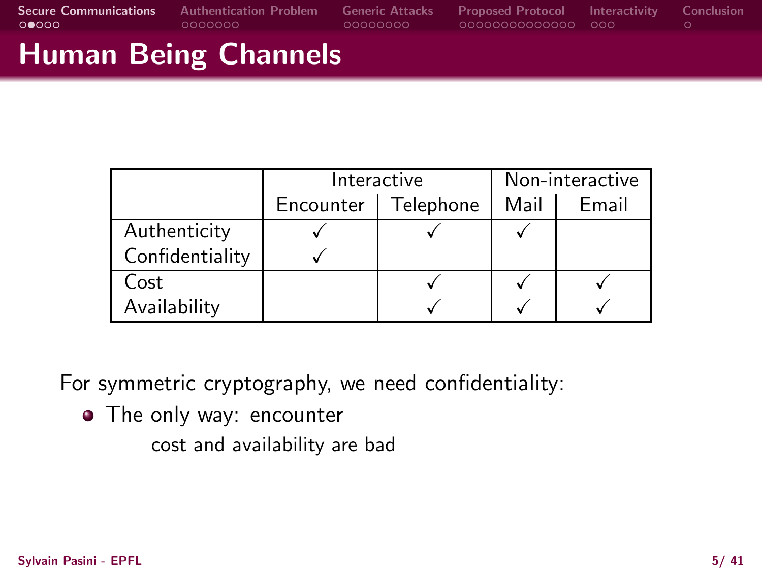# Human Being Channels

| | Interactive | | Non-interactive | |
|---|---|---|---|---|
| | Encounter | Telephone | Mail | Email |
| Authenticity | ✓ | ✓ | ✓ | |
| Confidentiality | ✓ | | | |
| Cost | | ✓ | ✓ | ✓ |
| Availability | | ✓ | ✓ | ✓ |

For symmetric cryptography, we need confidentiality:

- The only way: encounter

  cost and availability are bad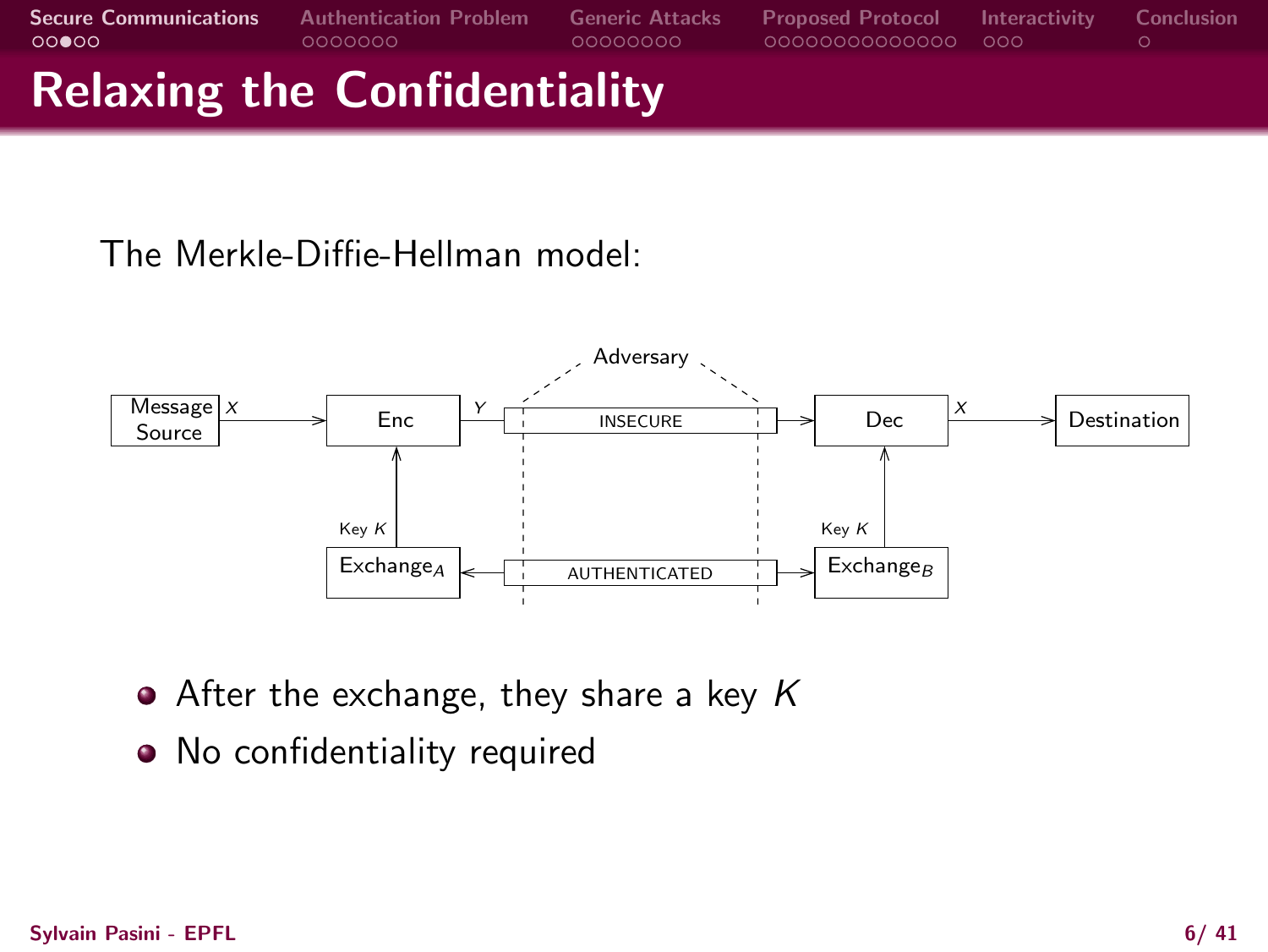# Relaxing the Confidentiality

The Merkle-Diffie-Hellman model:

Message Source → $X$ → Enc → $Y$ → INSECURE → Dec → $X$ → Destination

Adversary

Key $K$ (Exchange$_A$ → Enc) · Key $K$ (Exchange$_B$ → Dec)

Exchange$_A$ ↔ AUTHENTICATED ↔ Exchange$_B$

- After the exchange, they share a key $K$
- No confidentiality required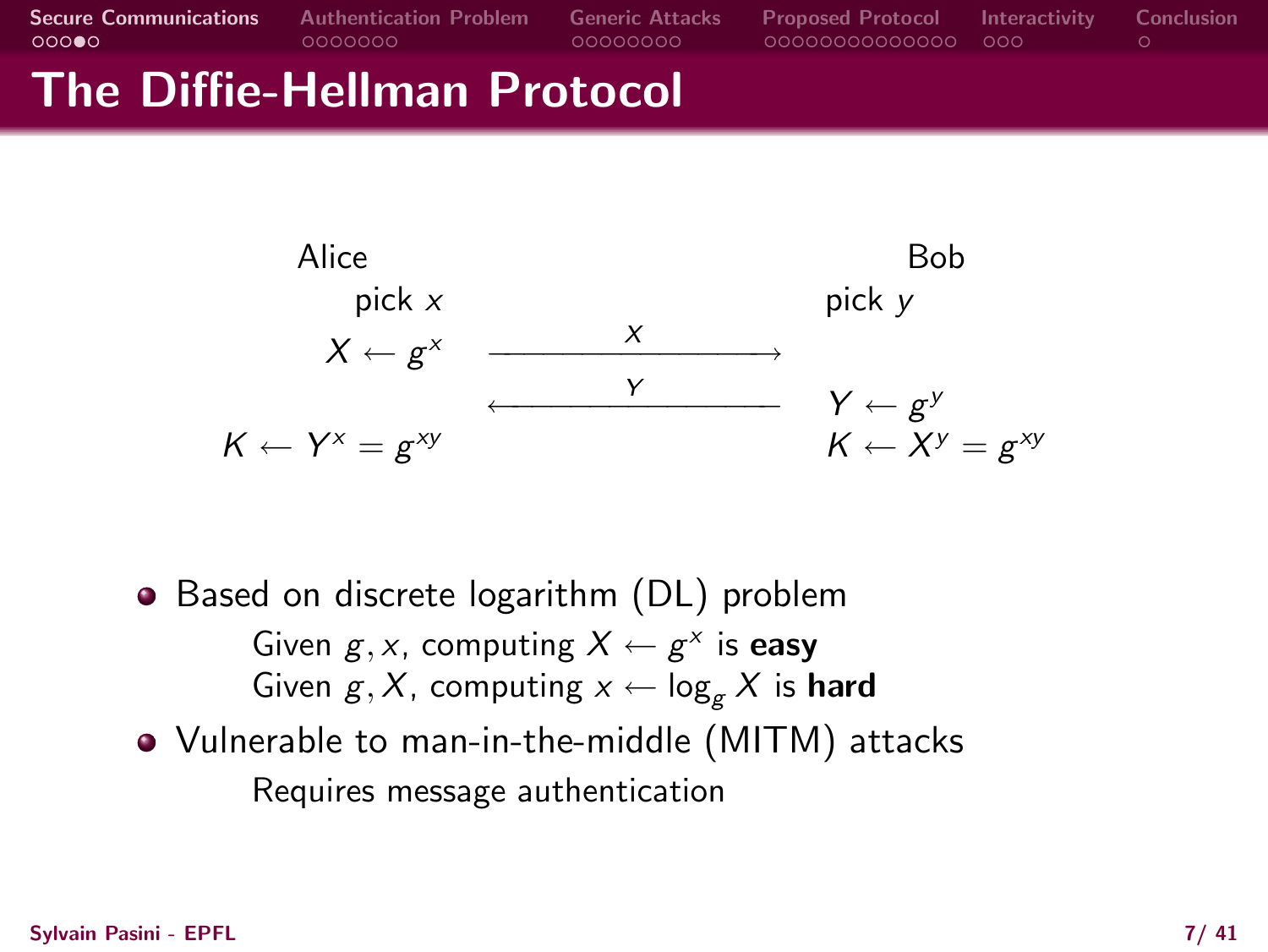# The Diffie-Hellman Protocol

| Alice | | Bob |
|---|---|---|
| pick $x$ | | pick $y$ |
| $X \leftarrow g^x$ | $\xrightarrow{X}$ | |
| | $\xleftarrow{Y}$ | $Y \leftarrow g^y$ |
| $K \leftarrow Y^x = g^{xy}$ | | $K \leftarrow X^y = g^{xy}$ |

- Based on discrete logarithm (DL) problem
  - Given $g, x$, computing $X \leftarrow g^x$ is **easy**
  - Given $g, X$, computing $x \leftarrow \log_g X$ is **hard**
- Vulnerable to man-in-the-middle (MITM) attacks
  - Requires message authentication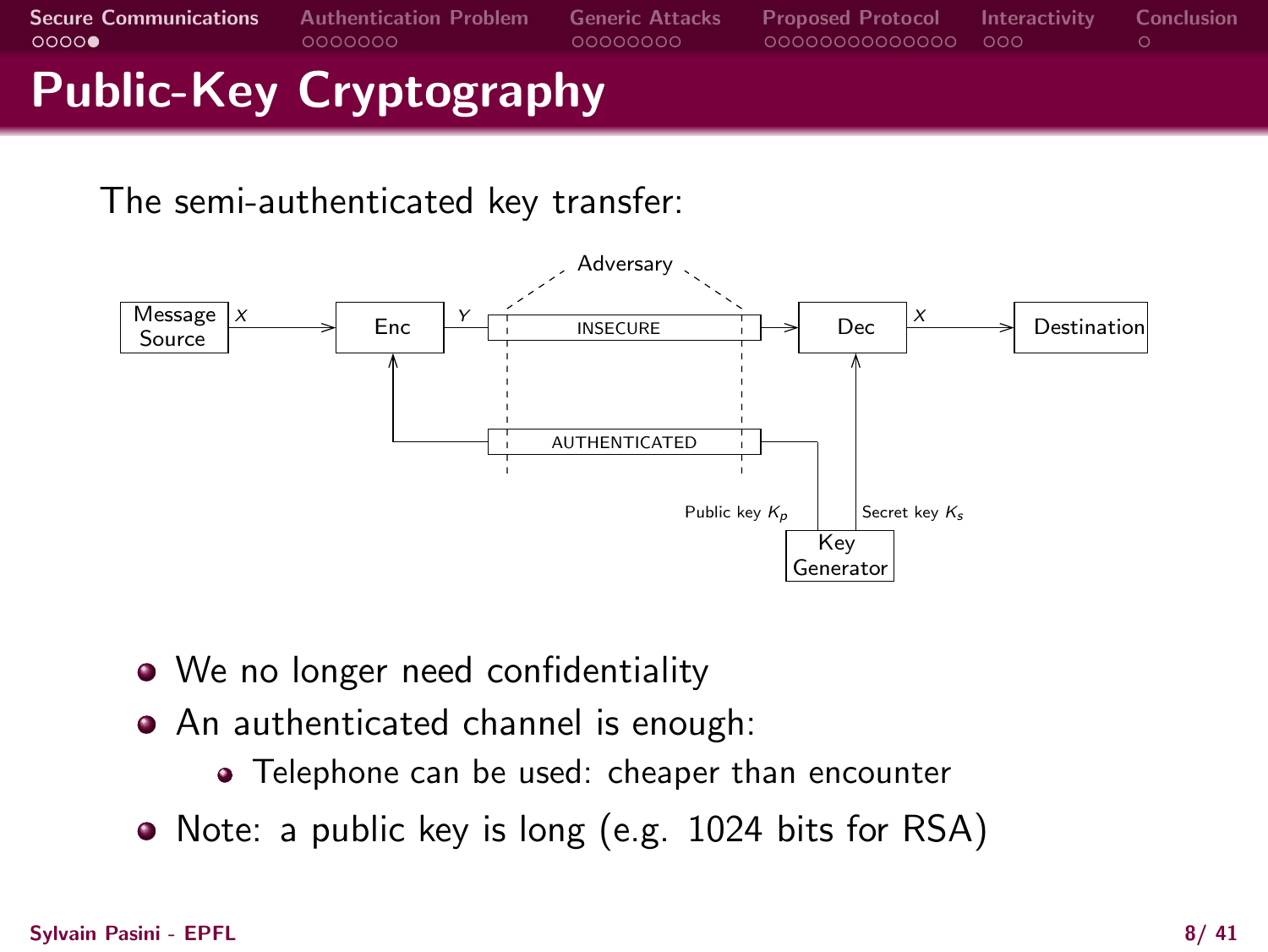# Public-Key Cryptography

The semi-authenticated key transfer:

- We no longer need confidentiality
- An authenticated channel is enough:
  - Telephone can be used: cheaper than encounter
- Note: a public key is long (e.g. 1024 bits for RSA)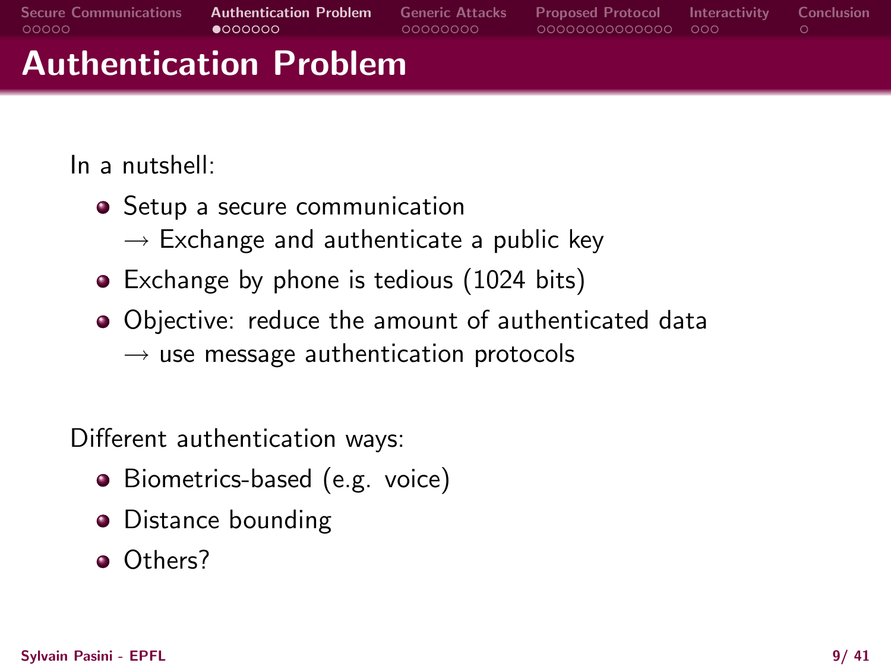# Authentication Problem

In a nutshell:

- Setup a secure communication
  $\rightarrow$ Exchange and authenticate a public key
- Exchange by phone is tedious (1024 bits)
- Objective: reduce the amount of authenticated data
  $\rightarrow$ use message authentication protocols

Different authentication ways:

- Biometrics-based (e.g. voice)
- Distance bounding
- Others?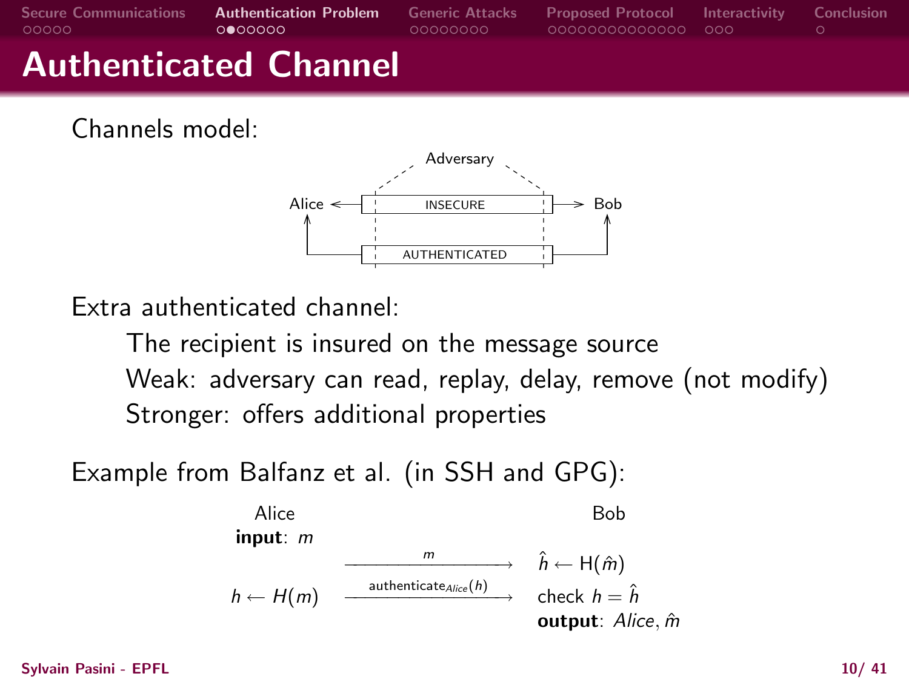# Authenticated Channel

Channels model:

Adversary

Alice ← INSECURE → Bob

AUTHENTICATED

Extra authenticated channel:

- The recipient is insured on the message source
- Weak: adversary can read, replay, delay, remove (not modify)
- Stronger: offers additional properties

Example from Balfanz et al. (in SSH and GPG):

| Alice | | Bob |
|---|---|---|
| **input**: $m$ | | |
| | $\xrightarrow{m}$ | $\hat{h} \leftarrow \mathsf{H}(\hat{m})$ |
| $h \leftarrow H(m)$ | $\xrightarrow{\text{authenticate}_{Alice}(h)}$ | check $h = \hat{h}$ |
| | | **output**: $Alice, \hat{m}$ |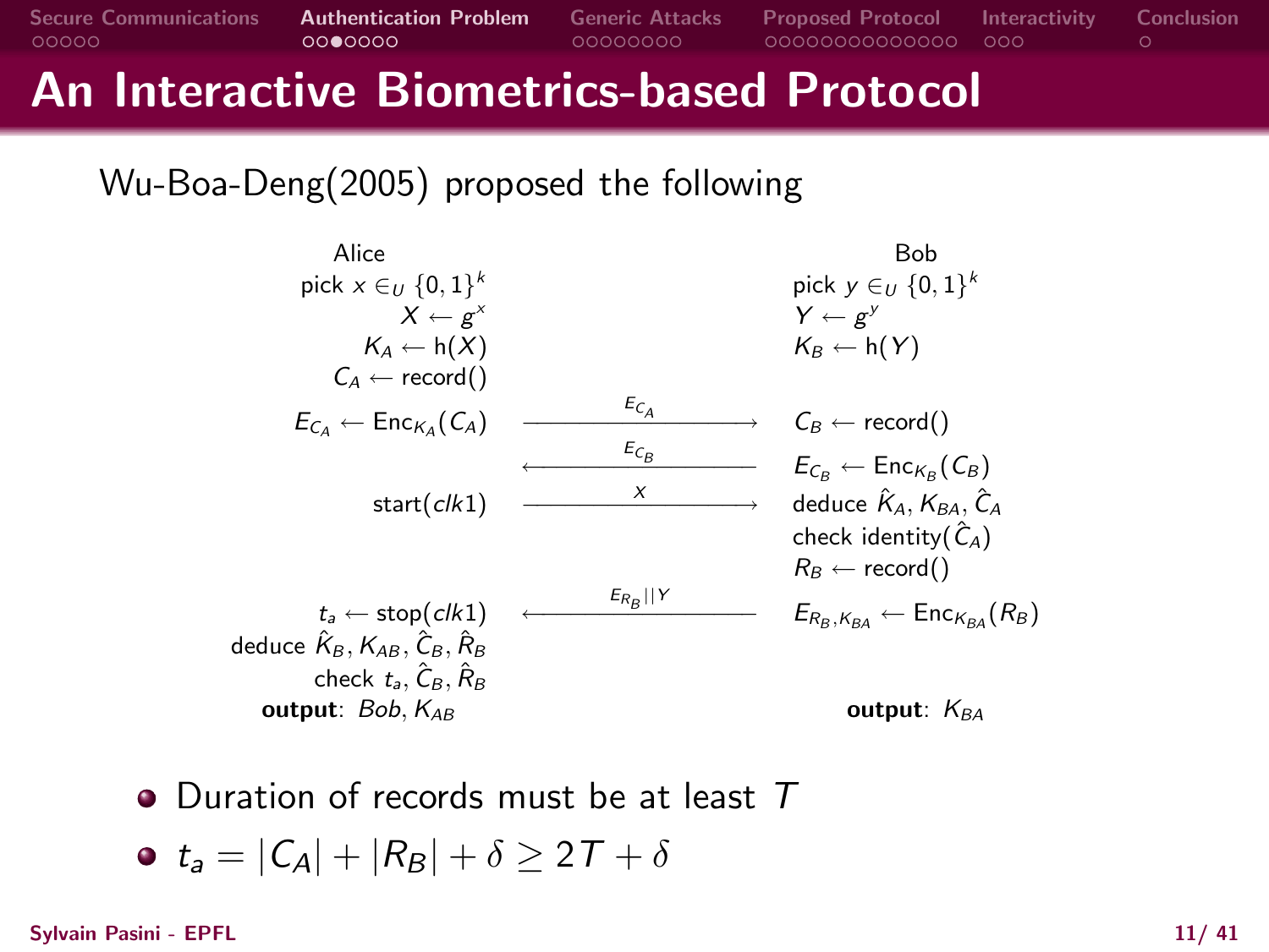# An Interactive Biometrics-based Protocol

Wu-Boa-Deng(2005) proposed the following

| Alice | | Bob |
|---|---|---|
| pick $x \in_U \{0,1\}^k$ | | pick $y \in_U \{0,1\}^k$ |
| $X \leftarrow g^x$ | | $Y \leftarrow g^y$ |
| $K_A \leftarrow \mathrm{h}(X)$ | | $K_B \leftarrow \mathrm{h}(Y)$ |
| $C_A \leftarrow \mathrm{record}()$ | | |
| $E_{C_A} \leftarrow \mathrm{Enc}_{K_A}(C_A)$ | $\xrightarrow{E_{C_A}}$ | $C_B \leftarrow \mathrm{record}()$ |
| | $\xleftarrow{E_{C_B}}$ | $E_{C_B} \leftarrow \mathrm{Enc}_{K_B}(C_B)$ |
| $\mathrm{start}(clk1)$ | $\xrightarrow{X}$ | deduce $\hat{K}_A, K_{BA}, \hat{C}_A$ |
| | | check identity$(\hat{C}_A)$ |
| | | $R_B \leftarrow \mathrm{record}()$ |
| $t_a \leftarrow \mathrm{stop}(clk1)$ | $\xleftarrow{E_{R_B} \| Y}$ | $E_{R_B,K_{BA}} \leftarrow \mathrm{Enc}_{K_{BA}}(R_B)$ |
| deduce $\hat{K}_B, K_{AB}, \hat{C}_B, \hat{R}_B$ | | |
| check $t_a, \hat{C}_B, \hat{R}_B$ | | |
| **output**: $Bob, K_{AB}$ | | **output**: $K_{BA}$ |

- Duration of records must be at least $T$
- $t_a = |C_A| + |R_B| + \delta \geq 2T + \delta$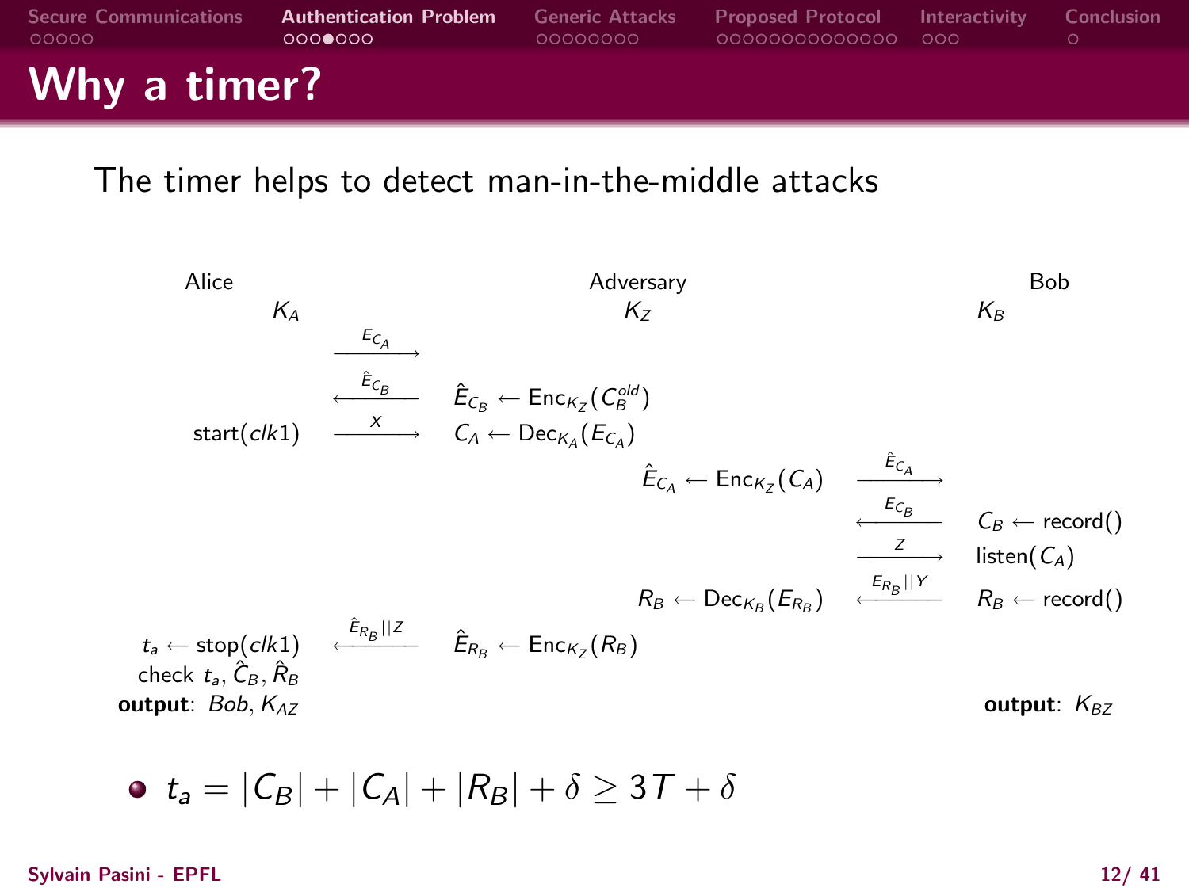# Why a timer?

The timer helps to detect man-in-the-middle attacks

| Alice | | Adversary | | Bob |
|---|---|---|---|---|
| $K_A$ | | $K_Z$ | | $K_B$ |
| | $\xrightarrow{E_{C_A}}$ | | | |
| | $\xleftarrow{\hat{E}_{C_B}}$ | $\hat{E}_{C_B} \leftarrow \mathsf{Enc}_{K_Z}(C_B^{old})$ | | |
| start($clk1$) | $\xrightarrow{X}$ | $C_A \leftarrow \mathsf{Dec}_{K_A}(E_{C_A})$ | | |
| | | $\hat{E}_{C_A} \leftarrow \mathsf{Enc}_{K_Z}(C_A)$ | $\xrightarrow{\hat{E}_{C_A}}$ | |
| | | | $\xleftarrow{E_{C_B}}$ | $C_B \leftarrow$ record() |
| | | | $\xrightarrow{Z}$ | listen($C_A$) |
| | | $R_B \leftarrow \mathsf{Dec}_{K_B}(E_{R_B})$ | $\xleftarrow{E_{R_B}\|\|Y}$ | $R_B \leftarrow$ record() |
| $t_a \leftarrow$ stop($clk1$) | $\xleftarrow{\hat{E}_{R_B}\|\|Z}$ | $\hat{E}_{R_B} \leftarrow \mathsf{Enc}_{K_Z}(R_B)$ | | |
| check $t_a, \hat{C}_B, \hat{R}_B$ | | | | |
| **output**: $Bob, K_{AZ}$ | | | | **output**: $K_{BZ}$ |

- $t_a = |C_B| + |C_A| + |R_B| + \delta \geq 3T + \delta$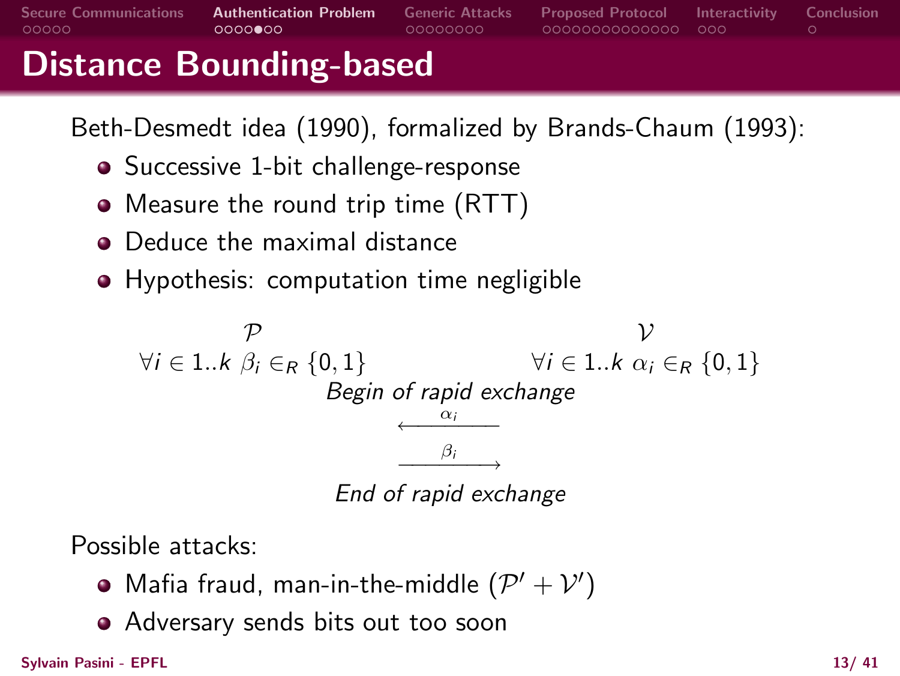# Distance Bounding-based

Beth-Desmedt idea (1990), formalized by Brands-Chaum (1993):

- Successive 1-bit challenge-response
- Measure the round trip time (RTT)
- Deduce the maximal distance
- Hypothesis: computation time negligible

| $\mathcal{P}$ | | $\mathcal{V}$ |
|---|---|---|
| $\forall i \in 1..k\ \beta_i \in_R \{0,1\}$ | | $\forall i \in 1..k\ \alpha_i \in_R \{0,1\}$ |
| | *Begin of rapid exchange* | |
| | $\xleftarrow{\ \alpha_i\ }$ | |
| | $\xrightarrow{\ \beta_i\ }$ | |
| | *End of rapid exchange* | |

Possible attacks:

- Mafia fraud, man-in-the-middle ($\mathcal{P}' + \mathcal{V}'$)
- Adversary sends bits out too soon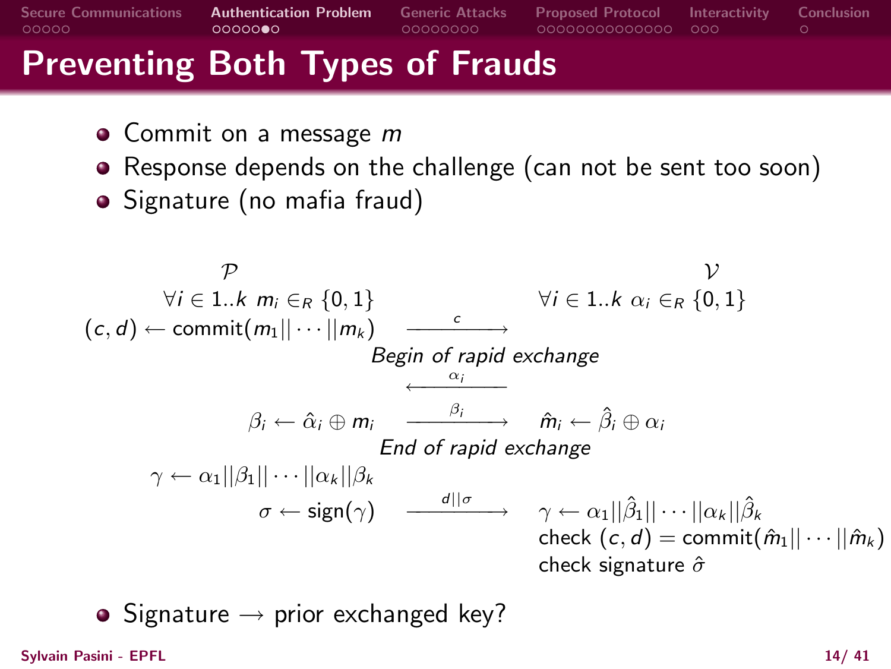# Preventing Both Types of Frauds

- Commit on a message $m$
- Response depends on the challenge (can not be sent too soon)
- Signature (no mafia fraud)

| $\mathcal{P}$ | | $\mathcal{V}$ |
|---|---|---|
| $\forall i \in 1..k \ m_i \in_R \{0,1\}$ | | $\forall i \in 1..k \ \alpha_i \in_R \{0,1\}$ |
| $(c,d) \leftarrow \text{commit}(m_1\|\|\cdots\|\|m_k)$ | $\xrightarrow{c}$ | |
| | *Begin of rapid exchange* | |
| | $\xleftarrow{\alpha_i}$ | |
| $\beta_i \leftarrow \hat{\alpha}_i \oplus m_i$ | $\xrightarrow{\beta_i}$ | $\hat{m}_i \leftarrow \hat{\beta}_i \oplus \alpha_i$ |
| | *End of rapid exchange* | |
| $\gamma \leftarrow \alpha_1\|\|\beta_1\|\|\cdots\|\|\alpha_k\|\|\beta_k$ | | |
| $\sigma \leftarrow \text{sign}(\gamma)$ | $\xrightarrow{d\|\|\sigma}$ | $\gamma \leftarrow \alpha_1\|\|\hat{\beta}_1\|\|\cdots\|\|\alpha_k\|\|\hat{\beta}_k$ <br> check $(c,d) = \text{commit}(\hat{m}_1\|\|\cdots\|\|\hat{m}_k)$ <br> check signature $\hat{\sigma}$ |

- Signature $\rightarrow$ prior exchanged key?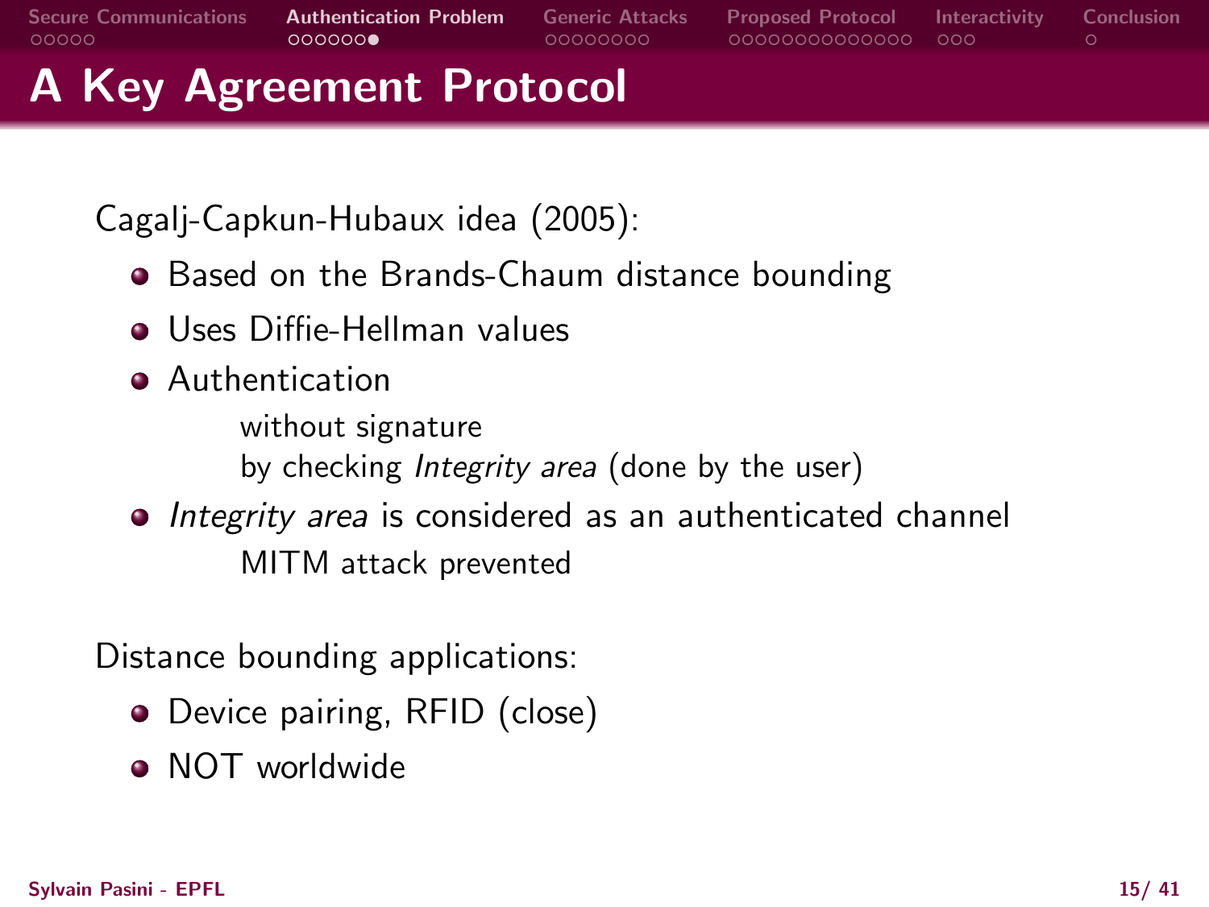# A Key Agreement Protocol

Cagalj-Capkun-Hubaux idea (2005):

- Based on the Brands-Chaum distance bounding
- Uses Diffie-Hellman values
- Authentication
  - without signature
  - by checking *Integrity area* (done by the user)
- *Integrity area* is considered as an authenticated channel
  - MITM attack prevented

Distance bounding applications:

- Device pairing, RFID (close)
- NOT worldwide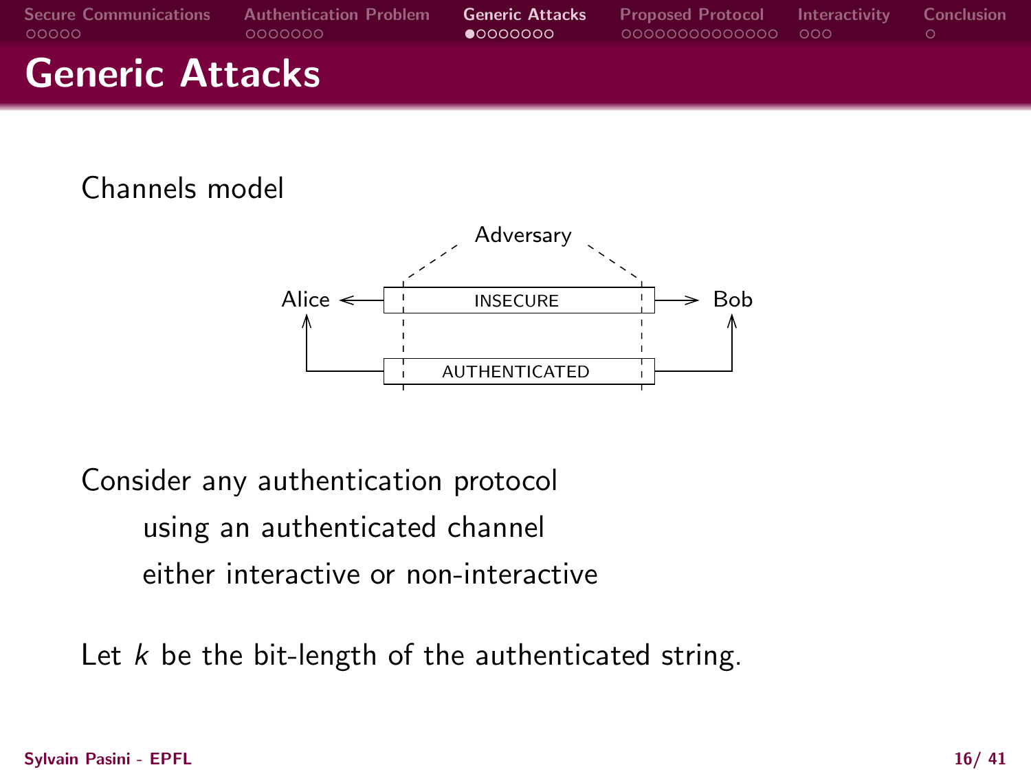# Generic Attacks

Channels model

Adversary

Alice ← INSECURE → Bob

AUTHENTICATED

Consider any authentication protocol

- using an authenticated channel
- either interactive or non-interactive

Let $k$ be the bit-length of the authenticated string.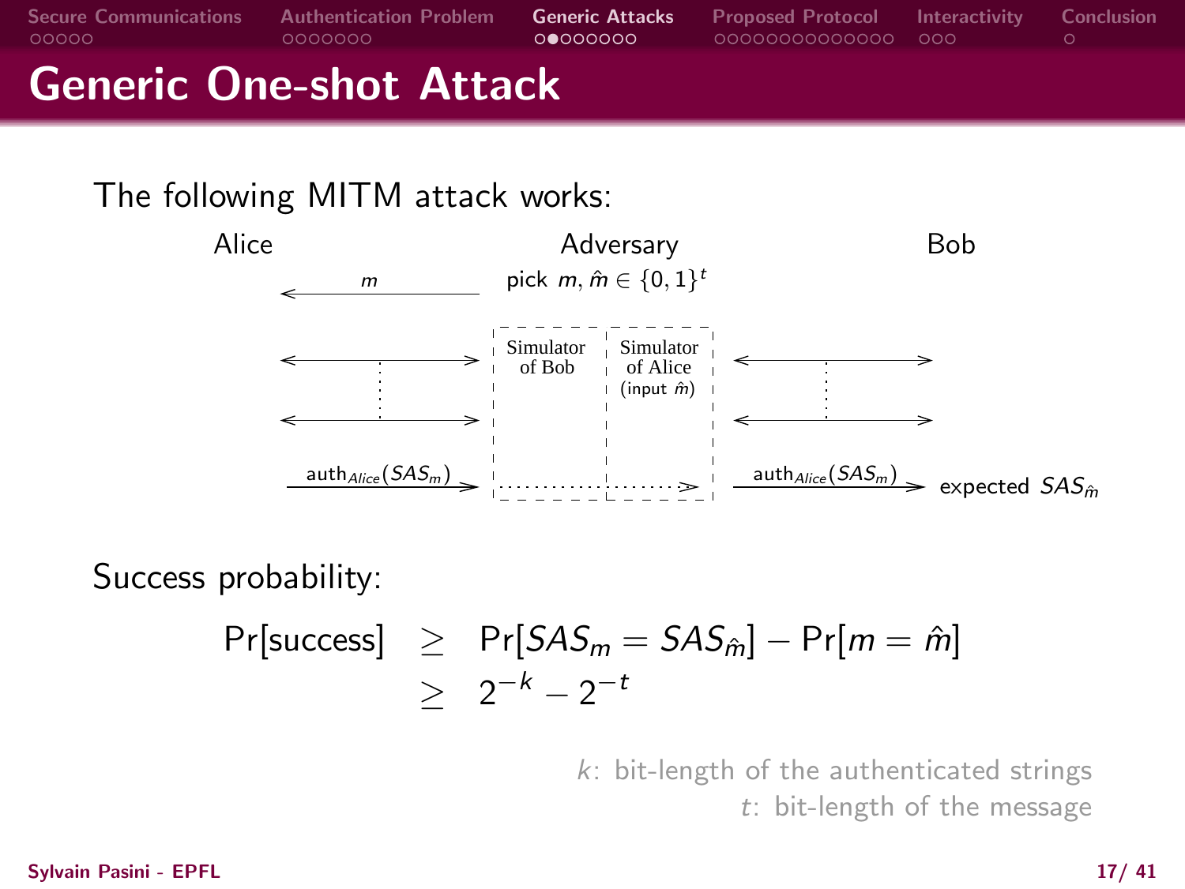# Generic One-shot Attack

The following MITM attack works:

Alice — Adversary — Bob

- Adversary: pick $m, \hat{m} \in \{0,1\}^t$; sends $m$ to Alice
- Adversary runs a Simulator of Bob (interacting with Alice) and a Simulator of Alice (input $\hat{m}$, interacting with Bob)
- Alice sends $\text{auth}_{Alice}(SAS_m)$, which the Adversary forwards to Bob as $\text{auth}_{Alice}(SAS_m)$
- Bob: expected $SAS_{\hat{m}}$

Success probability:

$$
\begin{aligned}
\Pr[\text{success}] &\geq \Pr[SAS_m = SAS_{\hat{m}}] - \Pr[m = \hat{m}] \\
&\geq 2^{-k} - 2^{-t}
\end{aligned}
$$

$k$: bit-length of the authenticated strings
$t$: bit-length of the message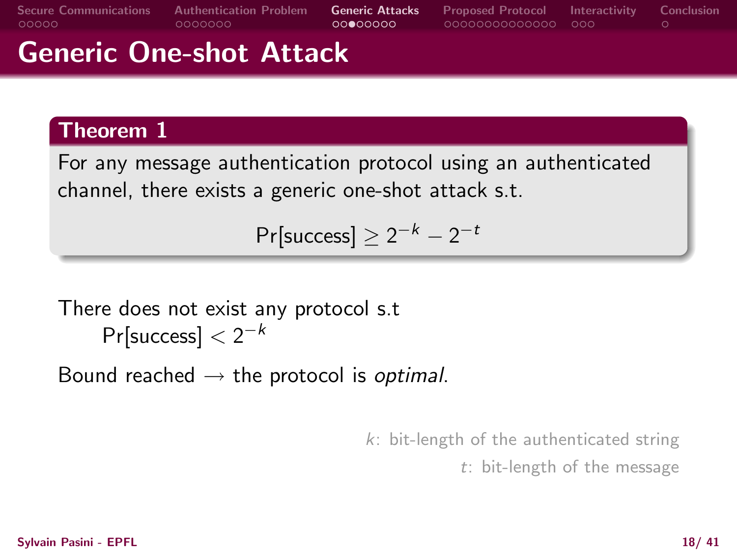# Generic One-shot Attack

**Theorem 1**

For any message authentication protocol using an authenticated channel, there exists a generic one-shot attack s.t.

$$\Pr[\text{success}] \geq 2^{-k} - 2^{-t}$$

There does not exist any protocol s.t

$\Pr[\text{success}] < 2^{-k}$

Bound reached → the protocol is *optimal*.

$k$: bit-length of the authenticated string

$t$: bit-length of the message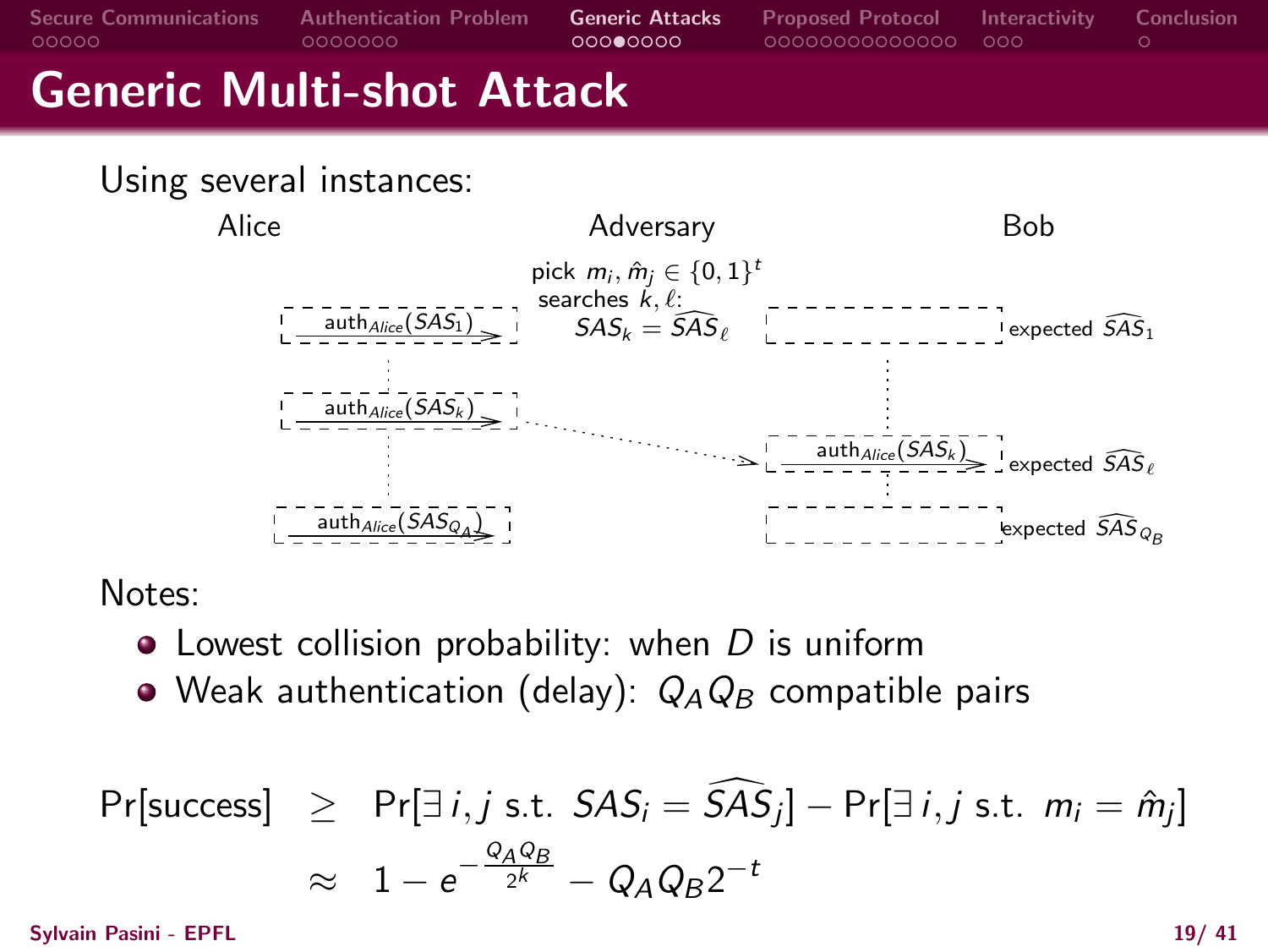# Generic Multi-shot Attack

Using several instances:

Alice | Adversary | Bob

pick $m_i, \hat{m}_j \in \{0,1\}^t$
searches $k, \ell$:
$SAS_k = \widehat{SAS}_\ell$

$\text{auth}_{Alice}(SAS_1)$ — expected $\widehat{SAS}_1$

$\text{auth}_{Alice}(SAS_k)$ → $\text{auth}_{Alice}(SAS_k)$ — expected $\widehat{SAS}_\ell$

$\text{auth}_{Alice}(SAS_{Q_A})$ — expected $\widehat{SAS}_{Q_B}$

Notes:

- Lowest collision probability: when $D$ is uniform
- Weak authentication (delay): $Q_A Q_B$ compatible pairs

$$
\begin{aligned}
\Pr[\text{success}] &\geq \Pr[\exists\, i,j \text{ s.t. } SAS_i = \widehat{SAS}_j] - \Pr[\exists\, i,j \text{ s.t. } m_i = \hat{m}_j] \\
&\approx 1 - e^{-\frac{Q_A Q_B}{2^k}} - Q_A Q_B 2^{-t}
\end{aligned}
$$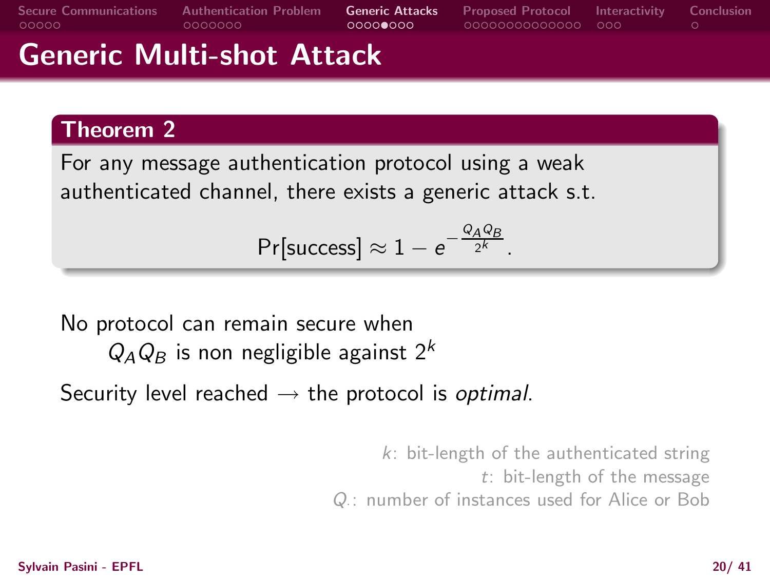# Generic Multi-shot Attack

**Theorem 2**

For any message authentication protocol using a weak authenticated channel, there exists a generic attack s.t.

$$\Pr[\text{success}] \approx 1 - e^{-\frac{Q_A Q_B}{2^k}}.$$

No protocol can remain secure when

$Q_A Q_B$ is non negligible against $2^k$

Security level reached $\rightarrow$ the protocol is *optimal*.

$k$: bit-length of the authenticated string
$t$: bit-length of the message
$Q_.$: number of instances used for Alice or Bob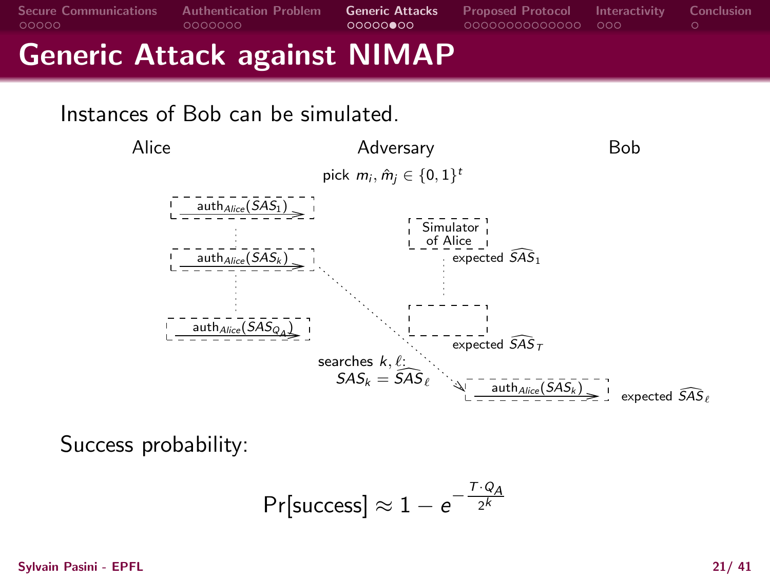# Generic Attack against NIMAP

Instances of Bob can be simulated.

Alice | Adversary | Bob

pick $m_i, \hat{m}_j \in \{0,1\}^t$

$\text{auth}_{Alice}(SAS_1)$

$\text{auth}_{Alice}(SAS_k)$

$\text{auth}_{Alice}(SAS_{Q_A})$

Simulator of Alice

expected $\widehat{SAS}_1$

expected $\widehat{SAS}_T$

searches $k, \ell$: $SAS_k = \widehat{SAS}_\ell$

$\text{auth}_{Alice}(SAS_k)$ expected $\widehat{SAS}_\ell$

Success probability:

$$\Pr[\text{success}] \approx 1 - e^{-\frac{T \cdot Q_A}{2^k}}$$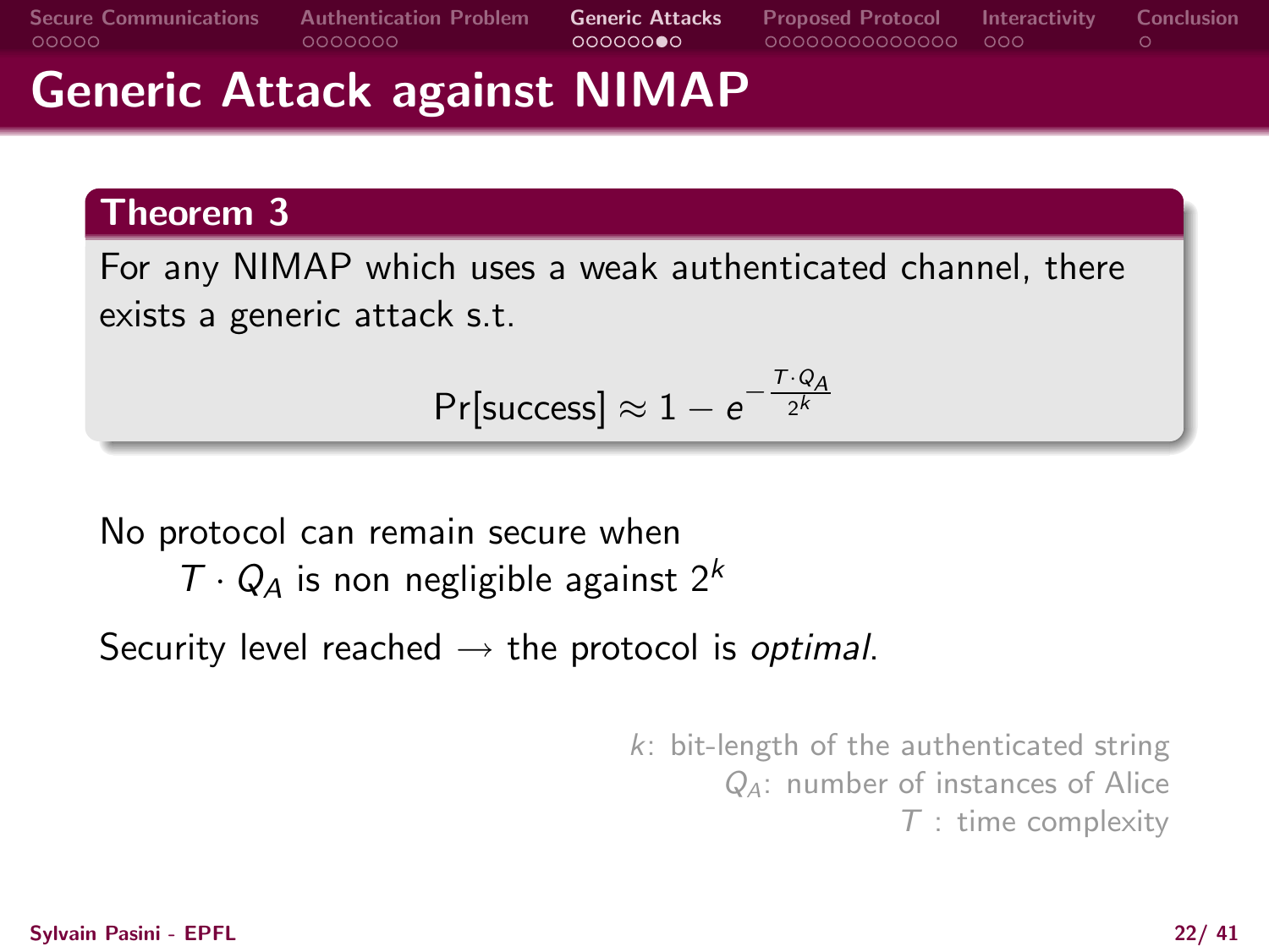# Generic Attack against NIMAP

**Theorem 3**

For any NIMAP which uses a weak authenticated channel, there exists a generic attack s.t.

$$\Pr[\text{success}] \approx 1 - e^{-\frac{T \cdot Q_A}{2^k}}$$

No protocol can remain secure when

$T \cdot Q_A$ is non negligible against $2^k$

Security level reached $\rightarrow$ the protocol is *optimal*.

$k$: bit-length of the authenticated string
$Q_A$: number of instances of Alice
$T$ : time complexity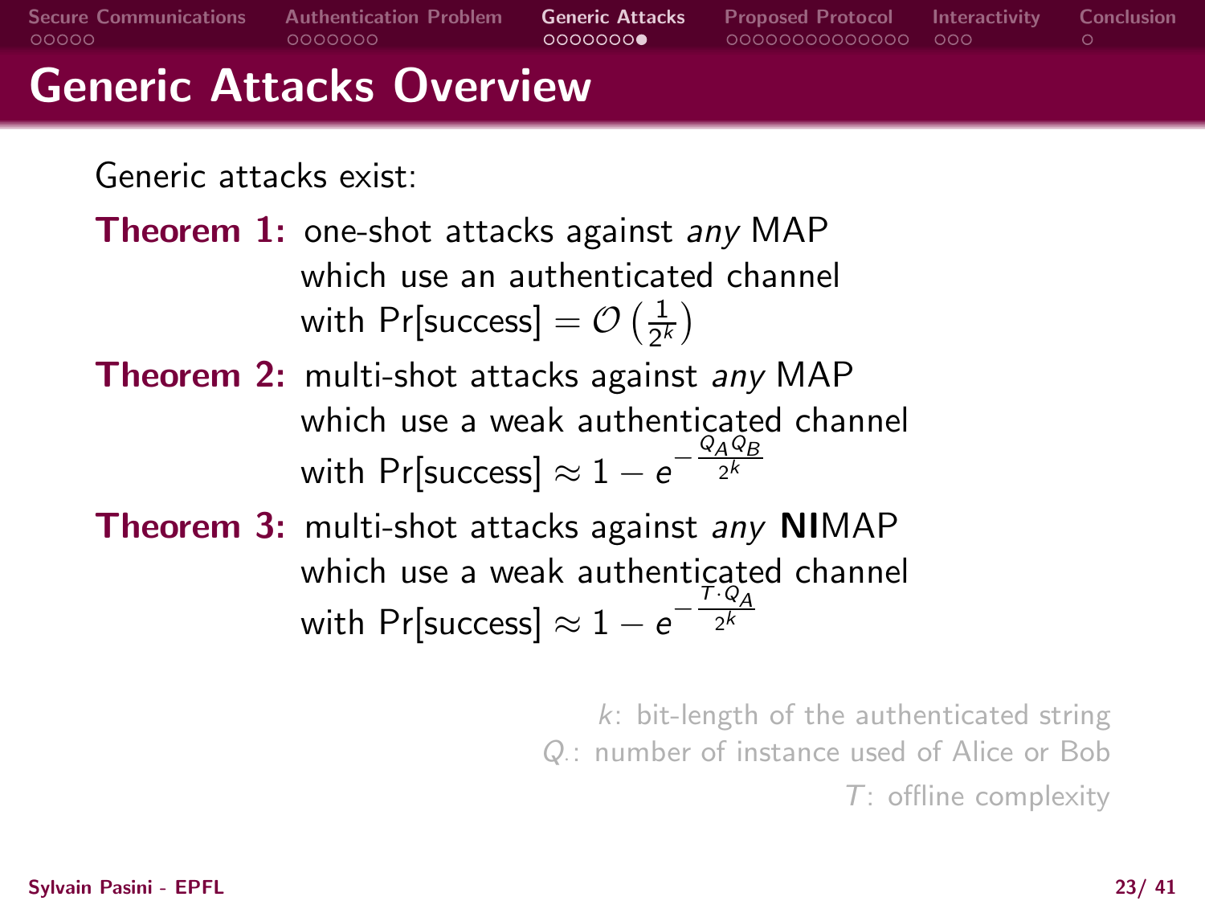# Generic Attacks Overview

Generic attacks exist:

**Theorem 1:** one-shot attacks against *any* MAP which use an authenticated channel with $\Pr[\text{success}] = \mathcal{O}\left(\frac{1}{2^k}\right)$

**Theorem 2:** multi-shot attacks against *any* MAP which use a weak authenticated channel with $\Pr[\text{success}] \approx 1 - e^{-\frac{Q_A Q_B}{2^k}}$

**Theorem 3:** multi-shot attacks against *any* **NI**MAP which use a weak authenticated channel with $\Pr[\text{success}] \approx 1 - e^{-\frac{T \cdot Q_A}{2^k}}$

$k$: bit-length of the authenticated string

$Q_\cdot$: number of instance used of Alice or Bob

$T$: offline complexity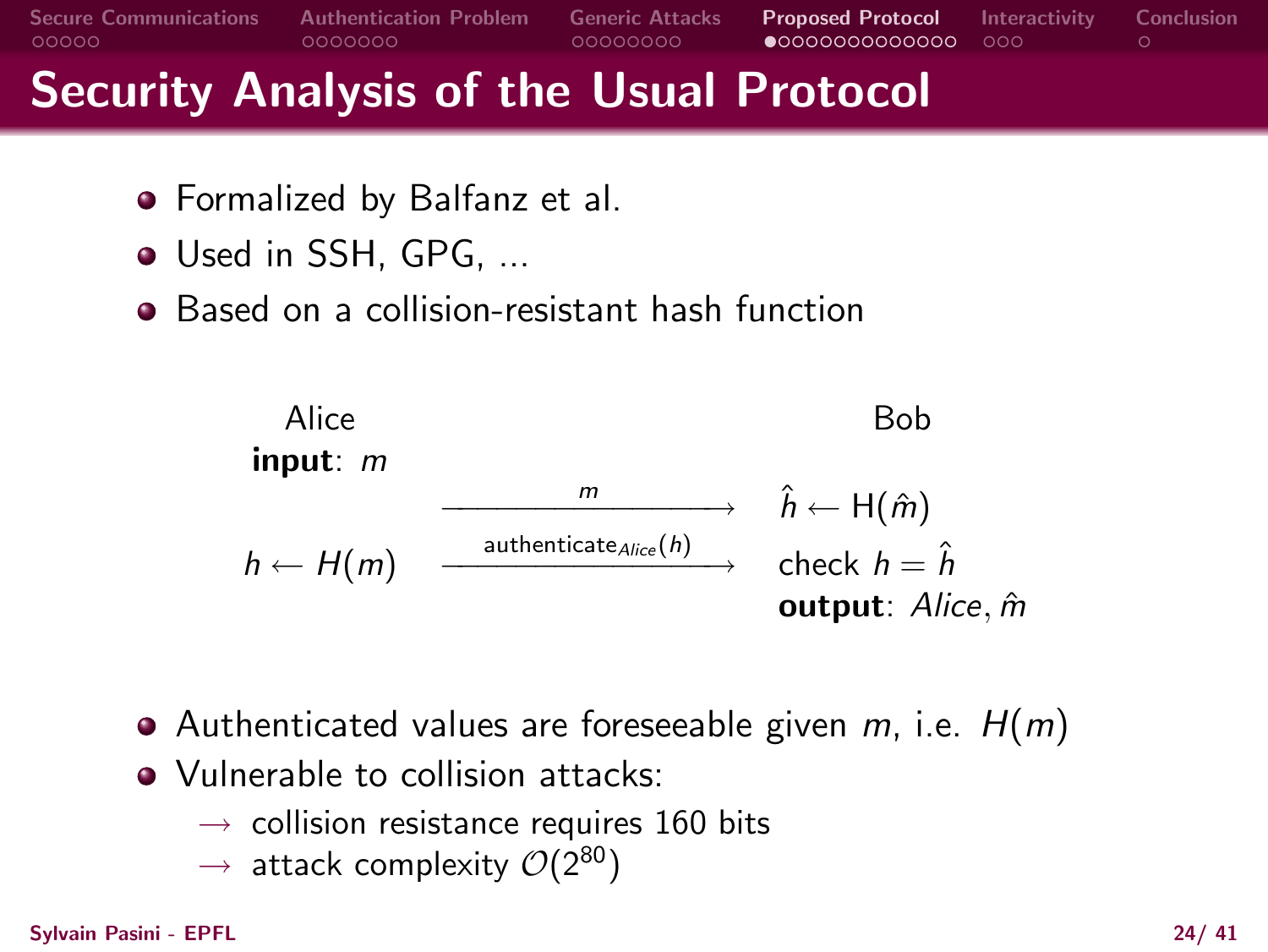# Security Analysis of the Usual Protocol

- Formalized by Balfanz et al.
- Used in SSH, GPG, ...
- Based on a collision-resistant hash function

| Alice | | Bob |
|---|---|---|
| **input**: $m$ | | |
| | $\xrightarrow{\quad m \quad}$ | $\hat{h} \leftarrow \mathsf{H}(\hat{m})$ |
| $h \leftarrow H(m)$ | $\xrightarrow{\text{authenticate}_{Alice}(h)}$ | check $h = \hat{h}$ |
| | | **output**: $Alice, \hat{m}$ |

- Authenticated values are foreseeable given $m$, i.e. $H(m)$
- Vulnerable to collision attacks:
  - $\rightarrow$ collision resistance requires 160 bits
  - $\rightarrow$ attack complexity $\mathcal{O}(2^{80})$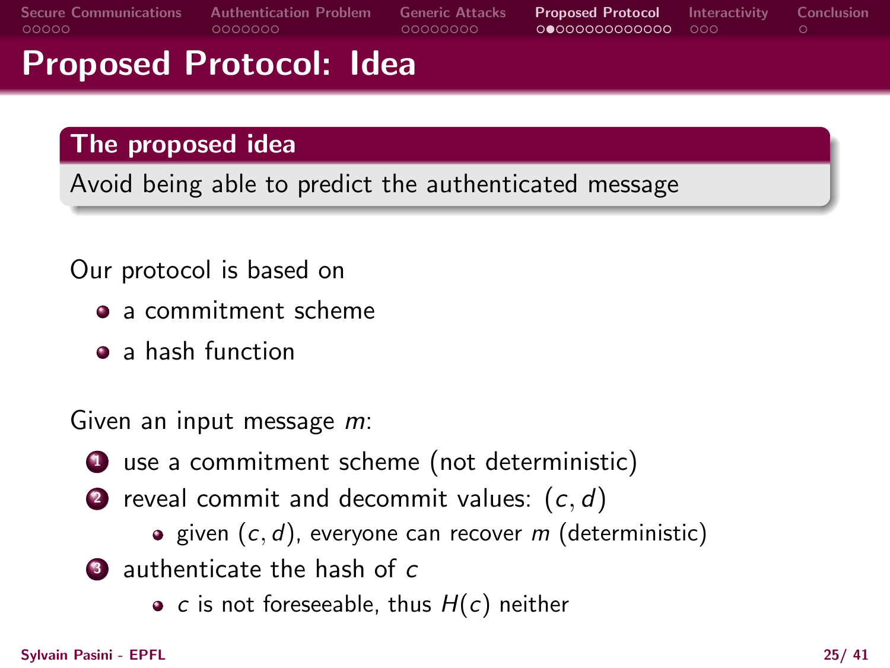# Proposed Protocol: Idea

**The proposed idea**

Avoid being able to predict the authenticated message

Our protocol is based on

- a commitment scheme
- a hash function

Given an input message $m$:

1. use a commitment scheme (not deterministic)
2. reveal commit and decommit values: $(c, d)$
   - given $(c, d)$, everyone can recover $m$ (deterministic)
3. authenticate the hash of $c$
   - $c$ is not foreseeable, thus $H(c)$ neither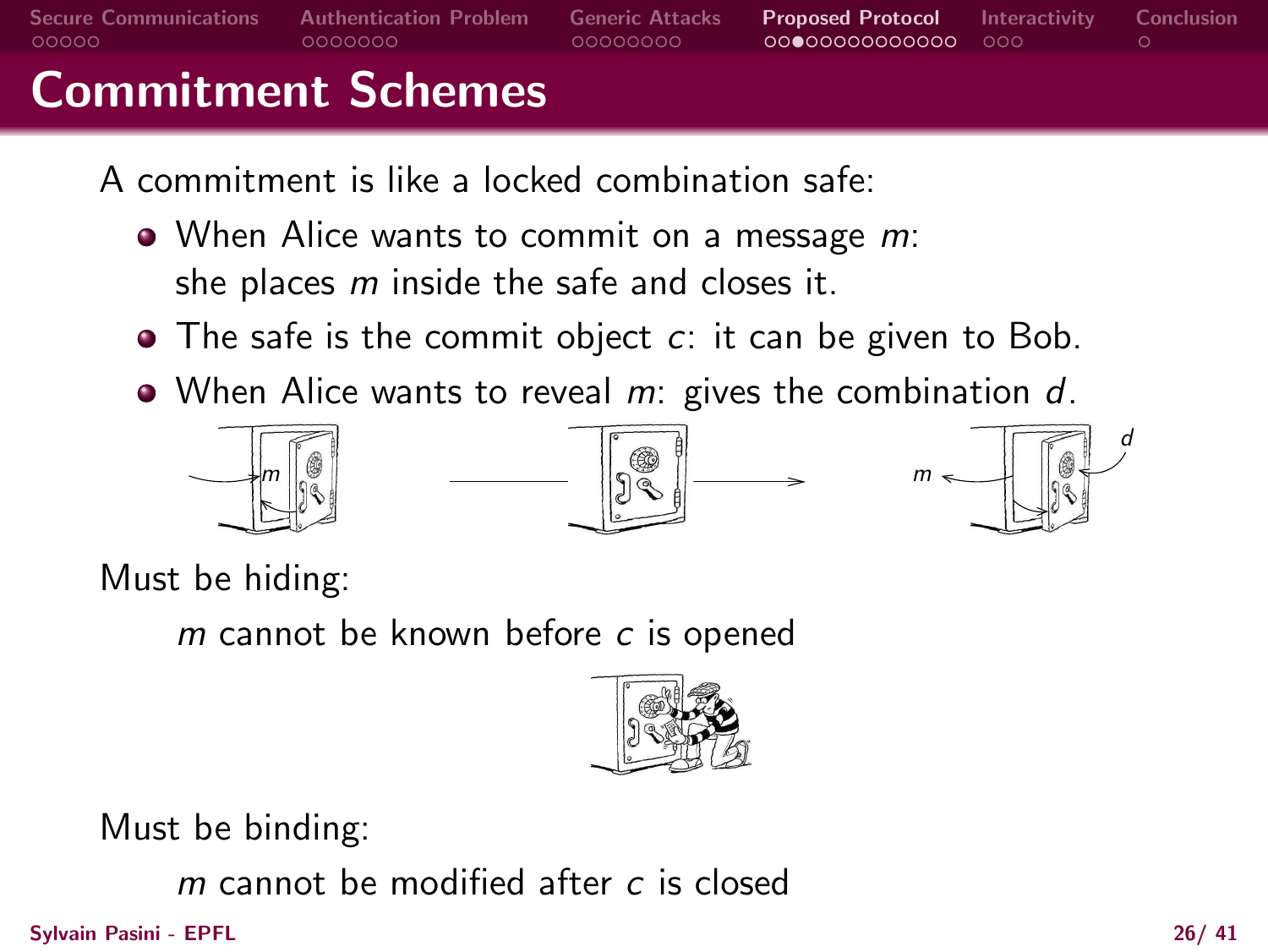# Commitment Schemes

A commitment is like a locked combination safe:

- When Alice wants to commit on a message $m$:
  she places $m$ inside the safe and closes it.
- The safe is the commit object $c$: it can be given to Bob.
- When Alice wants to reveal $m$: gives the combination $d$.

Must be hiding:

$m$ cannot be known before $c$ is opened

Must be binding:

$m$ cannot be modified after $c$ is closed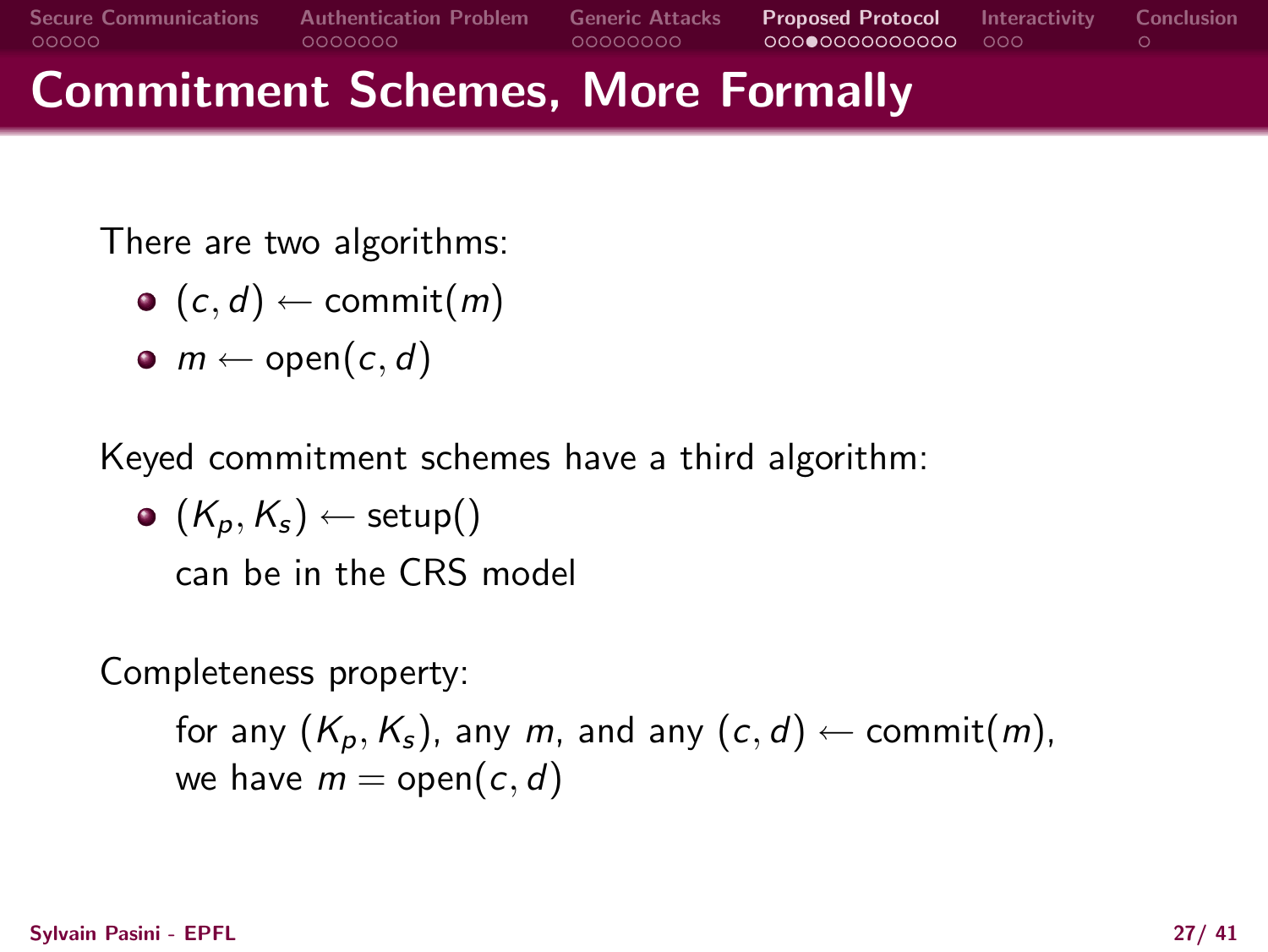# Commitment Schemes, More Formally

There are two algorithms:

- $(c, d) \leftarrow \text{commit}(m)$
- $m \leftarrow \text{open}(c, d)$

Keyed commitment schemes have a third algorithm:

- $(K_p, K_s) \leftarrow \text{setup}()$
  can be in the CRS model

Completeness property:

for any $(K_p, K_s)$, any $m$, and any $(c, d) \leftarrow \text{commit}(m)$,
we have $m = \text{open}(c, d)$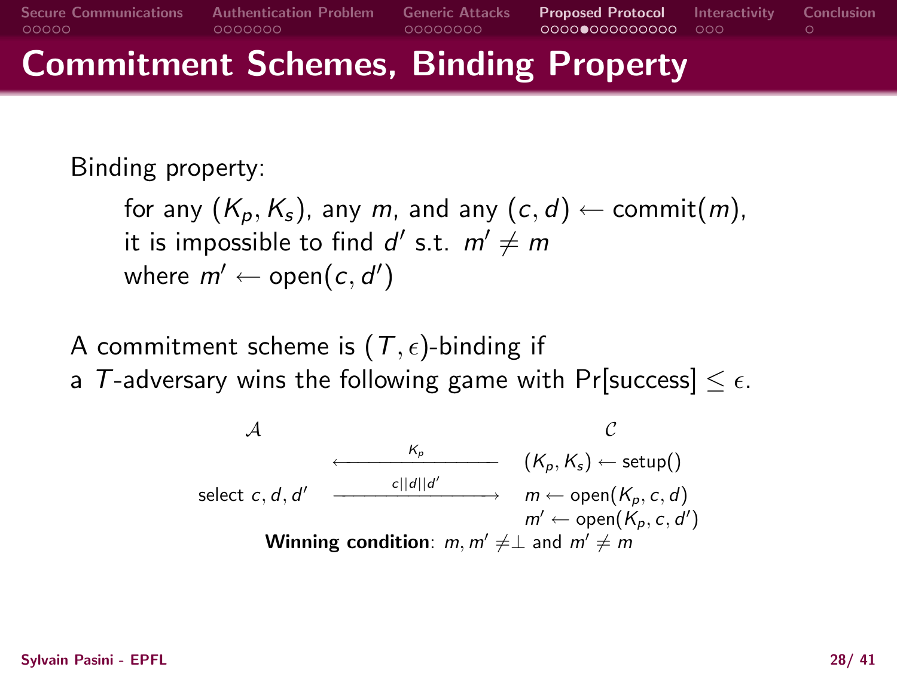# Commitment Schemes, Binding Property

Binding property:

> for any $(K_p, K_s)$, any $m$, and any $(c, d) \leftarrow \text{commit}(m)$,
> it is impossible to find $d'$ s.t. $m' \neq m$
> where $m' \leftarrow \text{open}(c, d')$

A commitment scheme is $(T, \epsilon)$-binding if
a $T$-adversary wins the following game with $\Pr[\text{success}] \leq \epsilon$.

| $\mathcal{A}$ | | $\mathcal{C}$ |
|---|---|---|
| | $\xleftarrow{\quad K_p \quad}$ | $(K_p, K_s) \leftarrow \text{setup}()$ |
| select $c, d, d'$ | $\xrightarrow{\quad c\|\|d\|\|d' \quad}$ | $m \leftarrow \text{open}(K_p, c, d)$ |
| | | $m' \leftarrow \text{open}(K_p, c, d')$ |

**Winning condition**: $m, m' \neq \perp$ and $m' \neq m$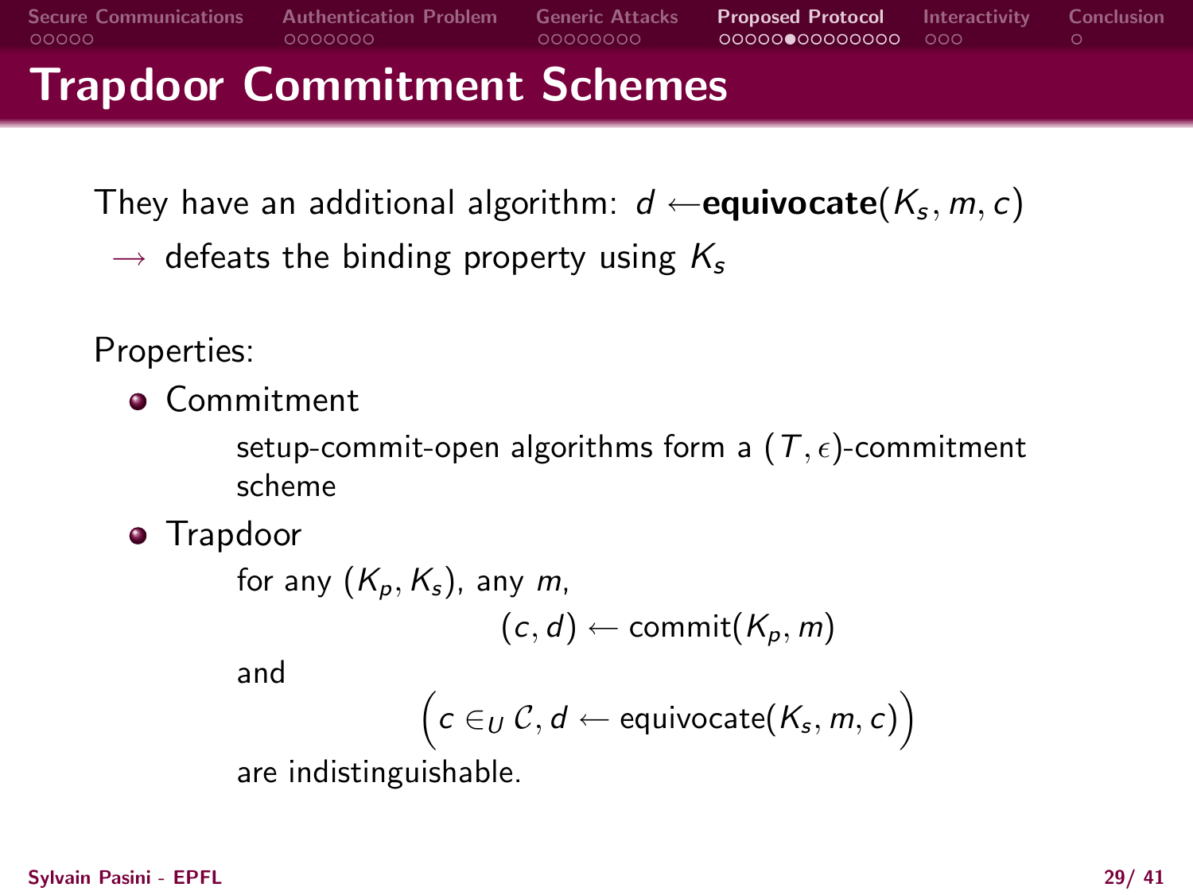# Trapdoor Commitment Schemes

They have an additional algorithm: $d \leftarrow$**equivocate**$(K_s, m, c)$

$\rightarrow$ defeats the binding property using $K_s$

Properties:

- Commitment

  setup-commit-open algorithms form a $(T, \epsilon)$-commitment scheme

- Trapdoor

  for any $(K_p, K_s)$, any $m$,

  $$(c, d) \leftarrow \text{commit}(K_p, m)$$

  and

  $$\Big(c \in_U \mathcal{C}, d \leftarrow \text{equivocate}(K_s, m, c)\Big)$$

  are indistinguishable.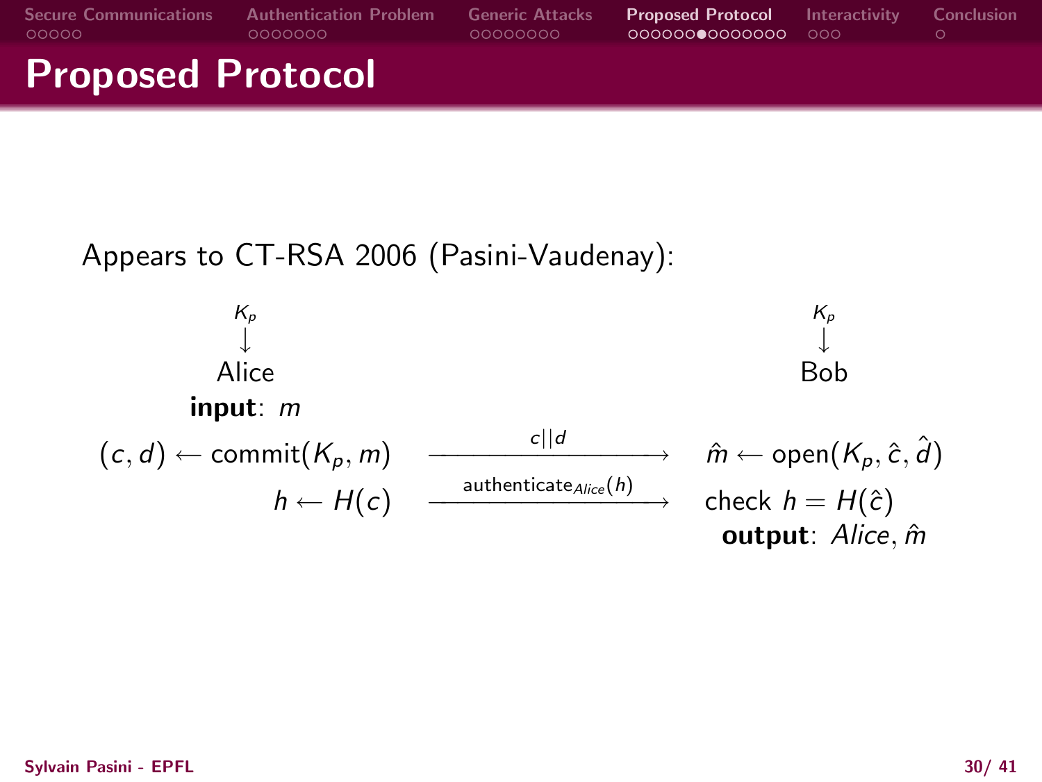# Proposed Protocol

Appears to CT-RSA 2006 (Pasini-Vaudenay):

$$
\begin{array}{ccc}
K_p & & K_p \\
\downarrow & & \downarrow \\
\text{Alice} & & \text{Bob} \\
\textbf{input}\text{: } m & & \\
(c,d) \leftarrow \text{commit}(K_p, m) & \xrightarrow{\quad c||d \quad} & \hat{m} \leftarrow \text{open}(K_p, \hat{c}, \hat{d}) \\
h \leftarrow H(c) & \xrightarrow{\text{authenticate}_{Alice}(h)} & \text{check } h = H(\hat{c}) \\
 & & \textbf{output}\text{: } Alice, \hat{m}
\end{array}
$$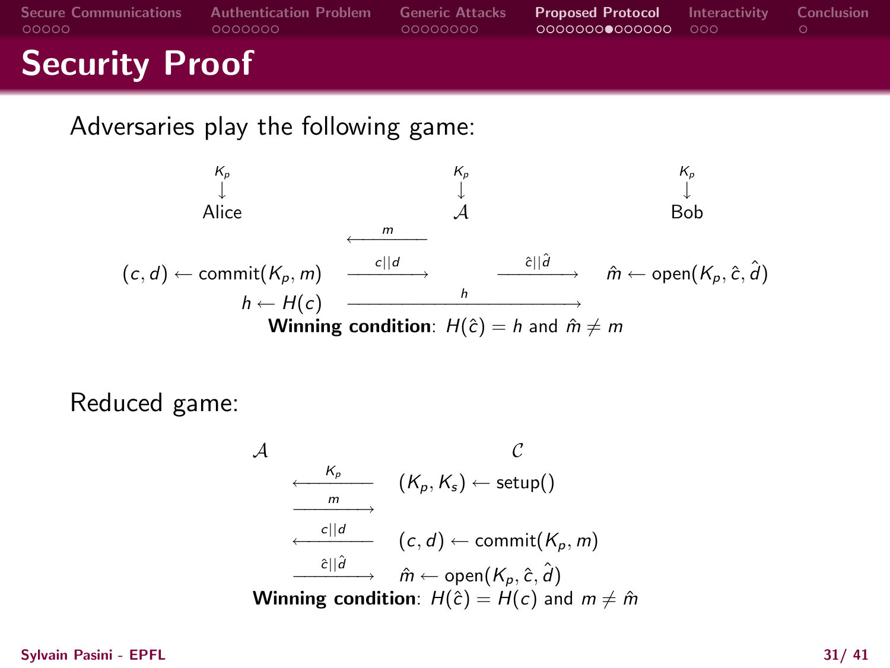# Security Proof

Adversaries play the following game:

| Alice ($K_p$) | | $\mathcal{A}$ ($K_p$) | | Bob ($K_p$) |
|---|---|---|---|---|
| | $\xleftarrow{m}$ | | | |
| $(c,d) \leftarrow \mathsf{commit}(K_p, m)$ | $\xrightarrow{c\|\|d}$ | | $\xrightarrow{\hat{c}\|\|\hat{d}}$ | $\hat{m} \leftarrow \mathsf{open}(K_p, \hat{c}, \hat{d})$ |
| $h \leftarrow H(c)$ | $\xrightarrow{h}$ | | | |

**Winning condition**: $H(\hat{c}) = h$ and $\hat{m} \neq m$

Reduced game:

| $\mathcal{A}$ | | $\mathcal{C}$ |
|---|---|---|
| | $\xleftarrow{K_p}$ | $(K_p, K_s) \leftarrow \mathsf{setup}()$ |
| | $\xrightarrow{m}$ | |
| | $\xleftarrow{c\|\|d}$ | $(c,d) \leftarrow \mathsf{commit}(K_p, m)$ |
| | $\xrightarrow{\hat{c}\|\|\hat{d}}$ | $\hat{m} \leftarrow \mathsf{open}(K_p, \hat{c}, \hat{d})$ |

**Winning condition**: $H(\hat{c}) = H(c)$ and $m \neq \hat{m}$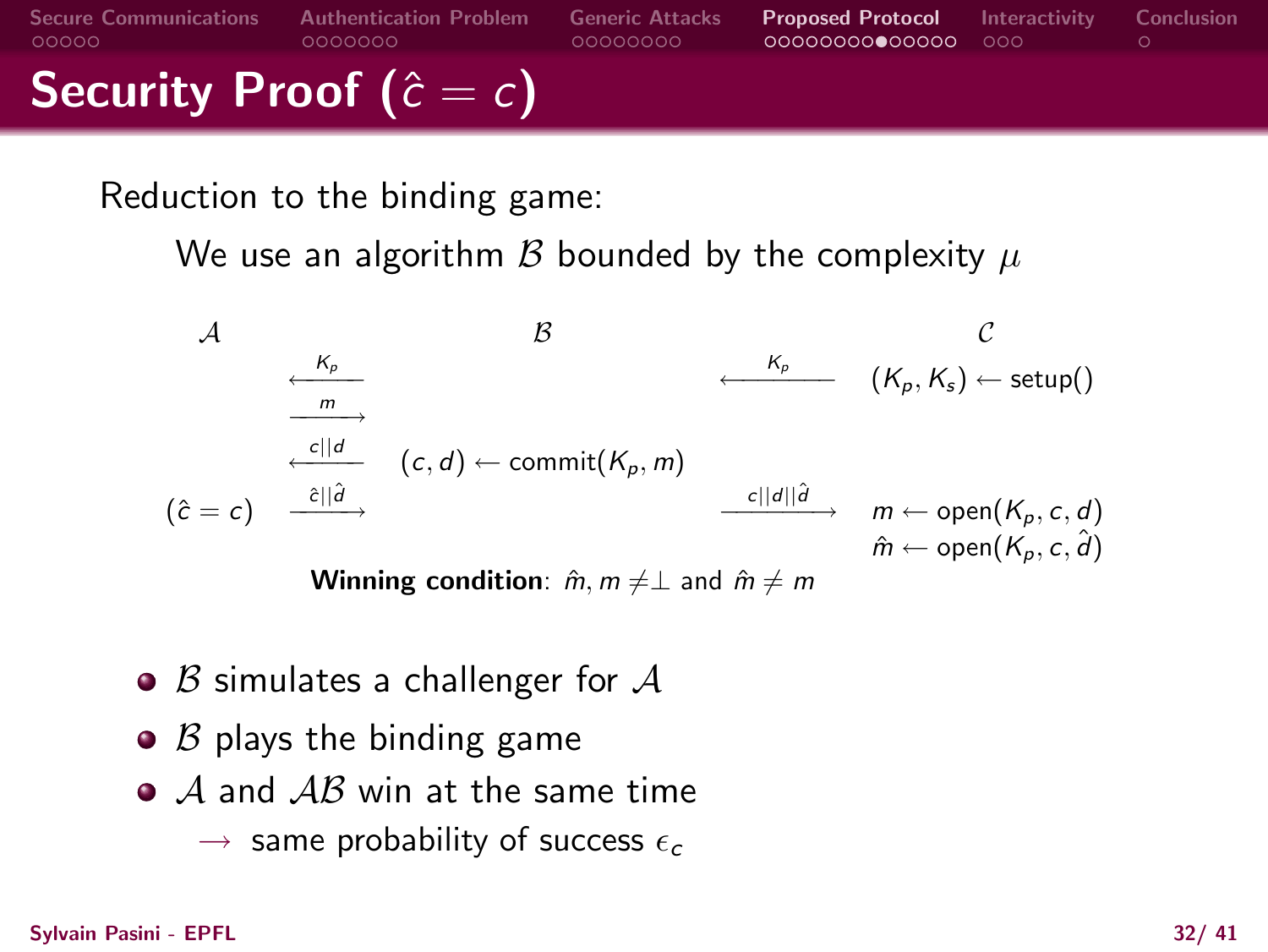# Security Proof ($\hat{c} = c$)

Reduction to the binding game:

We use an algorithm $\mathcal{B}$ bounded by the complexity $\mu$

| $\mathcal{A}$ | | $\mathcal{B}$ | | $\mathcal{C}$ |
|---|---|---|---|---|
| | $\xleftarrow{K_p}$ | | $\xleftarrow{K_p}$ | $(K_p, K_s) \leftarrow \text{setup}()$ |
| | $\xrightarrow{m}$ | | | |
| | $\xleftarrow{c\|\|d}$ | $(c, d) \leftarrow \text{commit}(K_p, m)$ | | |
| $(\hat{c} = c)$ | $\xrightarrow{\hat{c}\|\|\hat{d}}$ | | $\xrightarrow{c\|\|d\|\|\hat{d}}$ | $m \leftarrow \text{open}(K_p, c, d)$ |
| | | | | $\hat{m} \leftarrow \text{open}(K_p, c, \hat{d})$ |

**Winning condition**: $\hat{m}, m \neq \perp$ and $\hat{m} \neq m$

- $\mathcal{B}$ simulates a challenger for $\mathcal{A}$
- $\mathcal{B}$ plays the binding game
- $\mathcal{A}$ and $\mathcal{AB}$ win at the same time
  - $\rightarrow$ same probability of success $\epsilon_c$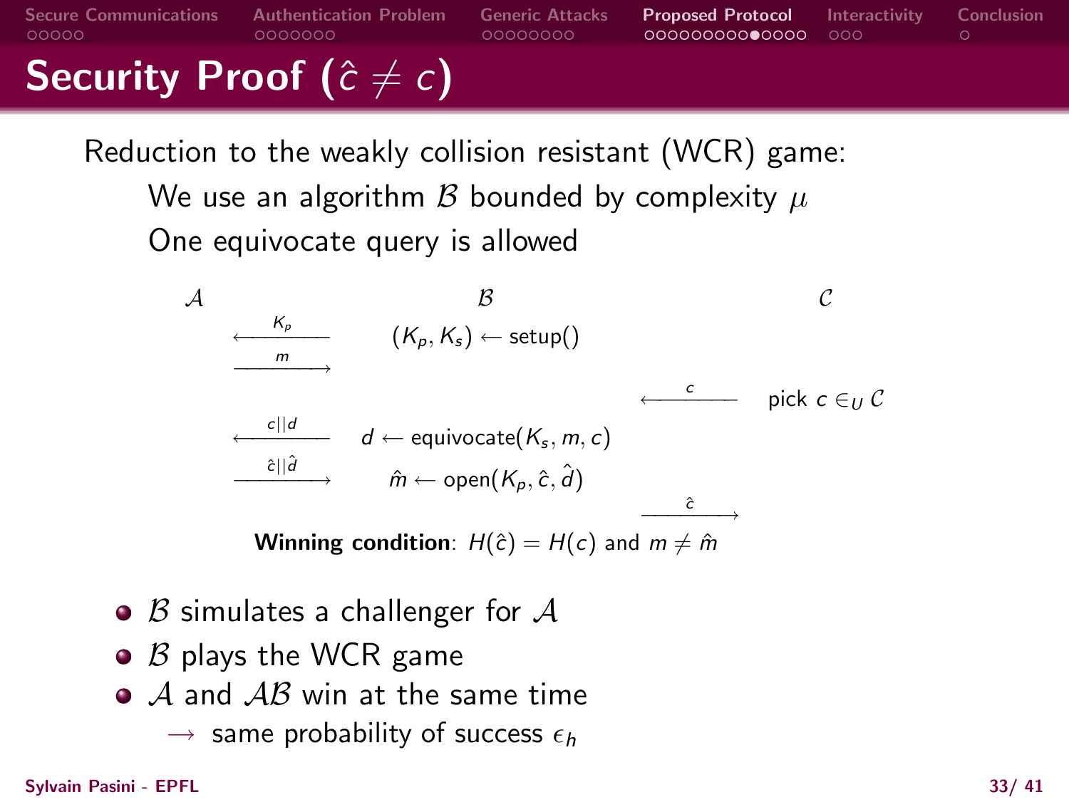# Security Proof ($\hat{c} \neq c$)

Reduction to the weakly collision resistant (WCR) game:

We use an algorithm $\mathcal{B}$ bounded by complexity $\mu$

One equivocate query is allowed

| $\mathcal{A}$ | | $\mathcal{B}$ | | $\mathcal{C}$ |
|---|---|---|---|---|
| | $\xleftarrow{K_p}$ | $(K_p, K_s) \leftarrow \text{setup}()$ | | |
| | $\xrightarrow{m}$ | | | |
| | | | $\xleftarrow{c}$ | pick $c \in_U \mathcal{C}$ |
| | $\xleftarrow{c\|\|d}$ | $d \leftarrow \text{equivocate}(K_s, m, c)$ | | |
| | $\xrightarrow{\hat{c}\|\|\hat{d}}$ | $\hat{m} \leftarrow \text{open}(K_p, \hat{c}, \hat{d})$ | | |
| | | | $\xrightarrow{\hat{c}}$ | |

**Winning condition**: $H(\hat{c}) = H(c)$ and $m \neq \hat{m}$

- $\mathcal{B}$ simulates a challenger for $\mathcal{A}$
- $\mathcal{B}$ plays the WCR game
- $\mathcal{A}$ and $\mathcal{AB}$ win at the same time
  - $\longrightarrow$ same probability of success $\epsilon_h$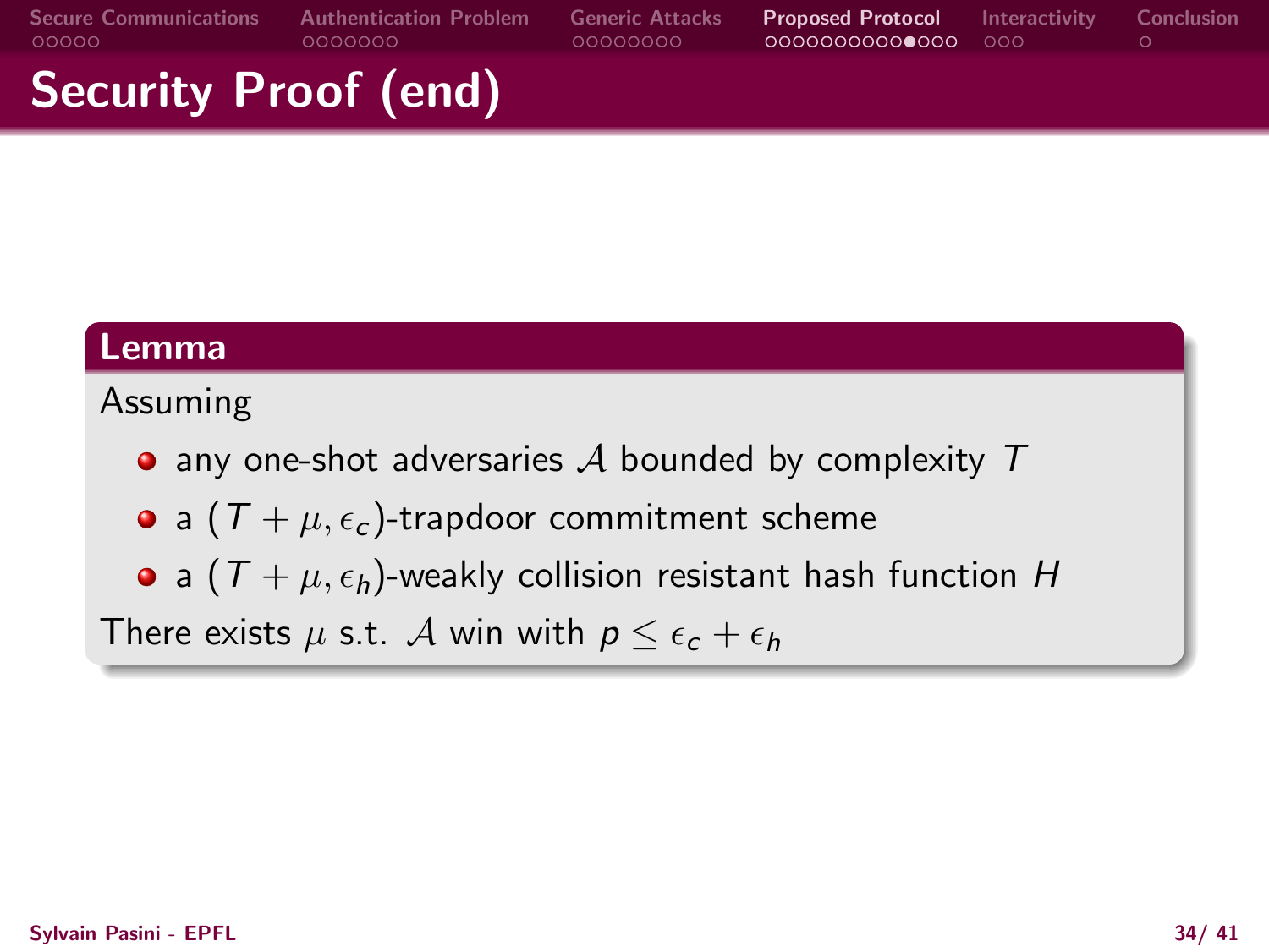# Security Proof (end)

**Lemma**

Assuming

- any one-shot adversaries $\mathcal{A}$ bounded by complexity $T$
- a $(T + \mu, \epsilon_c)$-trapdoor commitment scheme
- a $(T + \mu, \epsilon_h)$-weakly collision resistant hash function $H$

There exists $\mu$ s.t. $\mathcal{A}$ win with $p \leq \epsilon_c + \epsilon_h$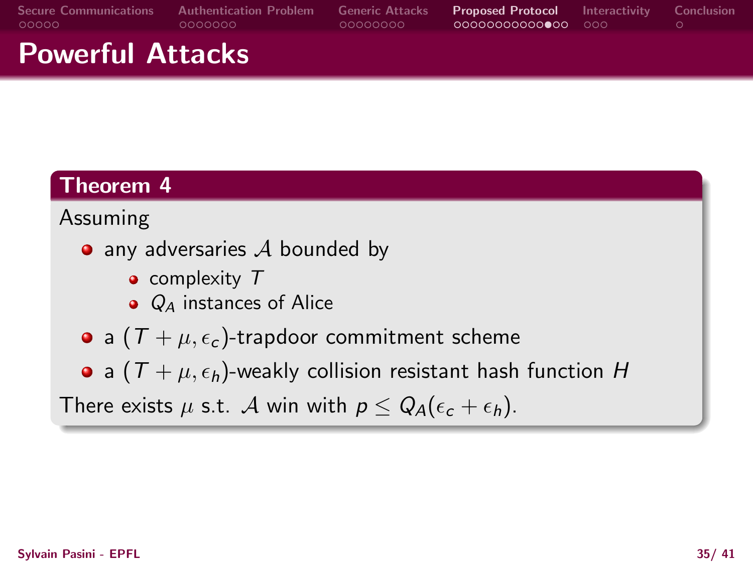# Powerful Attacks

### Theorem 4

Assuming

- any adversaries $\mathcal{A}$ bounded by
  - complexity $T$
  - $Q_A$ instances of Alice
- a $(T + \mu, \epsilon_c)$-trapdoor commitment scheme
- a $(T + \mu, \epsilon_h)$-weakly collision resistant hash function $H$

There exists $\mu$ s.t. $\mathcal{A}$ win with $p \leq Q_A(\epsilon_c + \epsilon_h)$.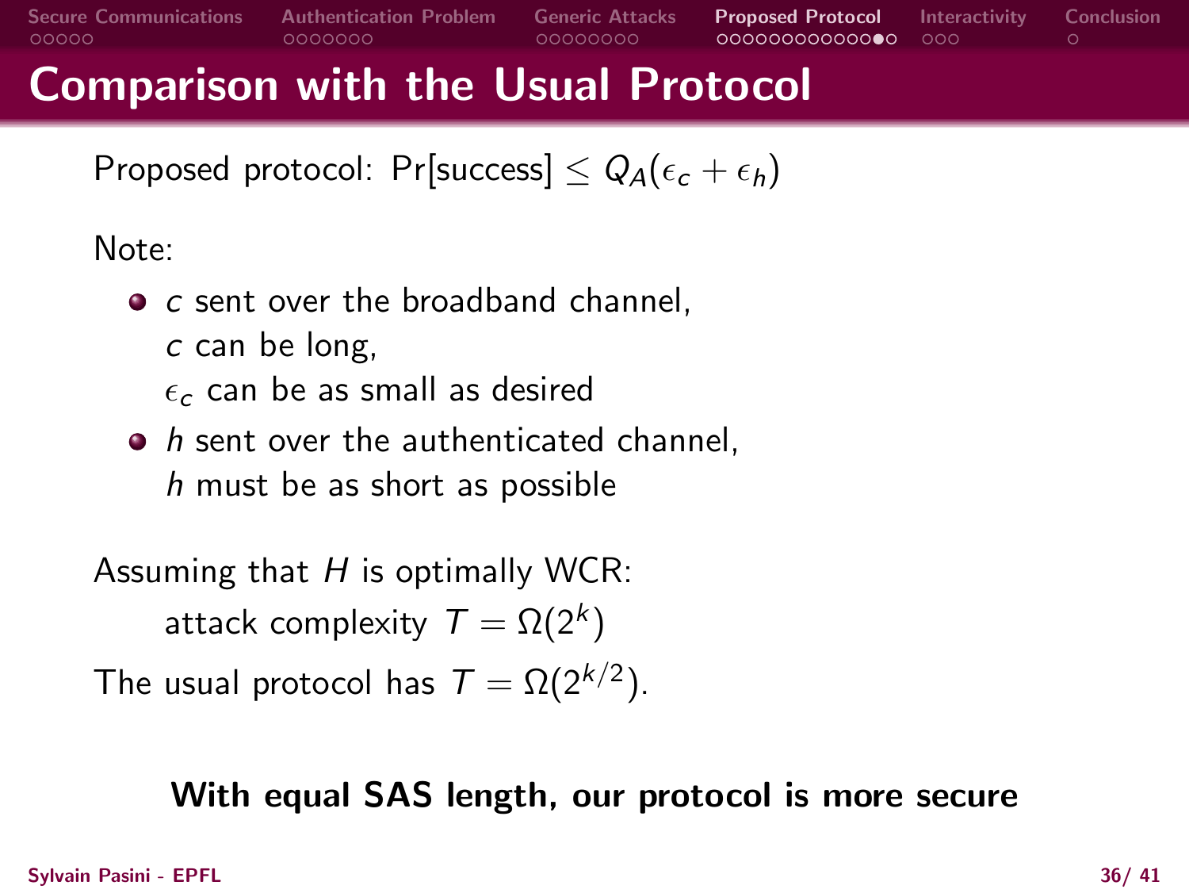# Comparison with the Usual Protocol

Proposed protocol: $\Pr[\text{success}] \leq Q_A(\epsilon_c + \epsilon_h)$

Note:

- $c$ sent over the broadband channel,
  $c$ can be long,
  $\epsilon_c$ can be as small as desired
- $h$ sent over the authenticated channel,
  $h$ must be as short as possible

Assuming that $H$ is optimally WCR:

attack complexity $T = \Omega(2^k)$

The usual protocol has $T = \Omega(2^{k/2})$.

**With equal SAS length, our protocol is more secure**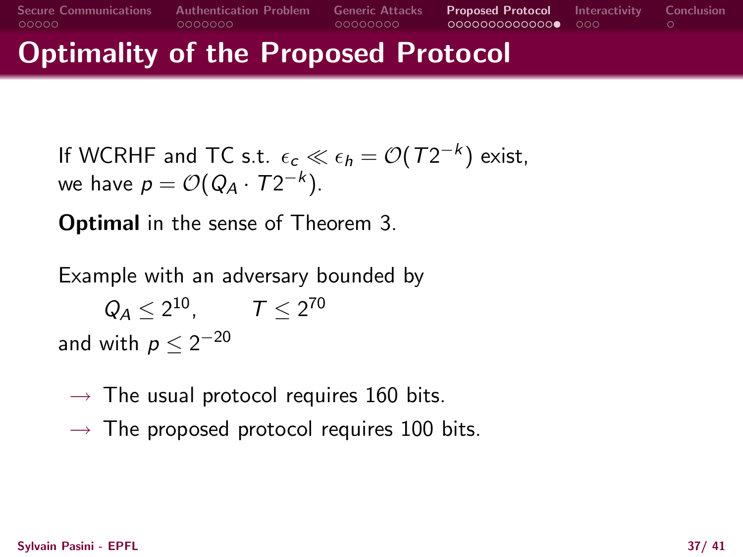# Optimality of the Proposed Protocol

If WCRHF and TC s.t. $\epsilon_c \ll \epsilon_h = \mathcal{O}(T2^{-k})$ exist, we have $p = \mathcal{O}(Q_A \cdot T2^{-k})$.

**Optimal** in the sense of Theorem 3.

Example with an adversary bounded by

$$Q_A \leq 2^{10}, \qquad T \leq 2^{70}$$

and with $p \leq 2^{-20}$

- $\rightarrow$ The usual protocol requires 160 bits.
- $\rightarrow$ The proposed protocol requires 100 bits.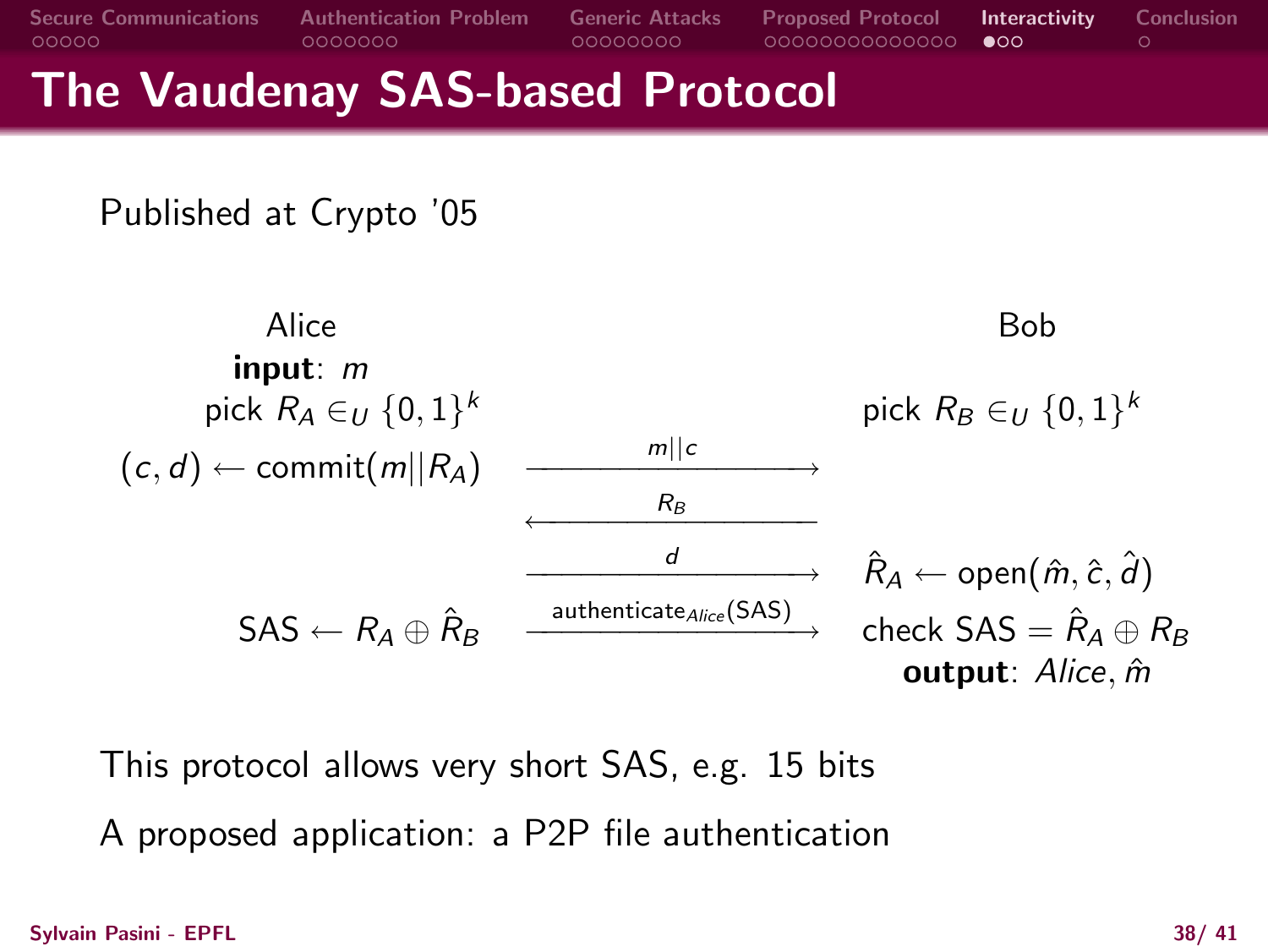# The Vaudenay SAS-based Protocol

Published at Crypto '05

| Alice | | Bob |
|---|---|---|
| **input**: $m$ | | |
| pick $R_A \in_U \{0,1\}^k$ | | pick $R_B \in_U \{0,1\}^k$ |
| $(c, d) \leftarrow \text{commit}(m \| R_A)$ | $\xrightarrow{\quad m \| c \quad}$ | |
| | $\xleftarrow{\quad R_B \quad}$ | |
| | $\xrightarrow{\quad d \quad}$ | $\hat{R}_A \leftarrow \text{open}(\hat{m}, \hat{c}, \hat{d})$ |
| $\text{SAS} \leftarrow R_A \oplus \hat{R}_B$ | $\xrightarrow{\text{authenticate}_{Alice}(\text{SAS})}$ | check $\text{SAS} = \hat{R}_A \oplus R_B$ |
| | | **output**: $Alice, \hat{m}$ |

This protocol allows very short SAS, e.g. 15 bits

A proposed application: a P2P file authentication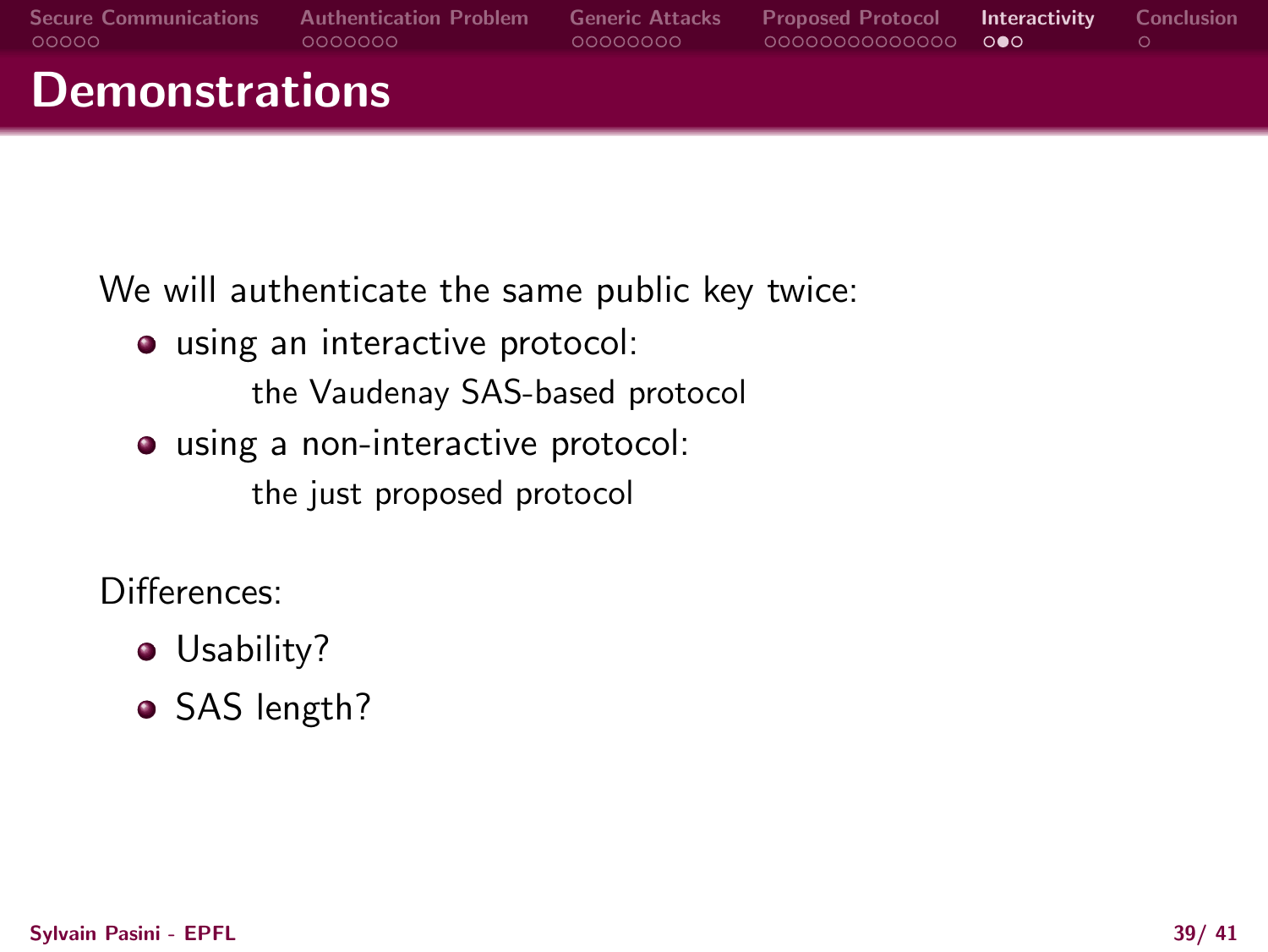# Demonstrations

We will authenticate the same public key twice:

- using an interactive protocol:
  the Vaudenay SAS-based protocol
- using a non-interactive protocol:
  the just proposed protocol

Differences:

- Usability?
- SAS length?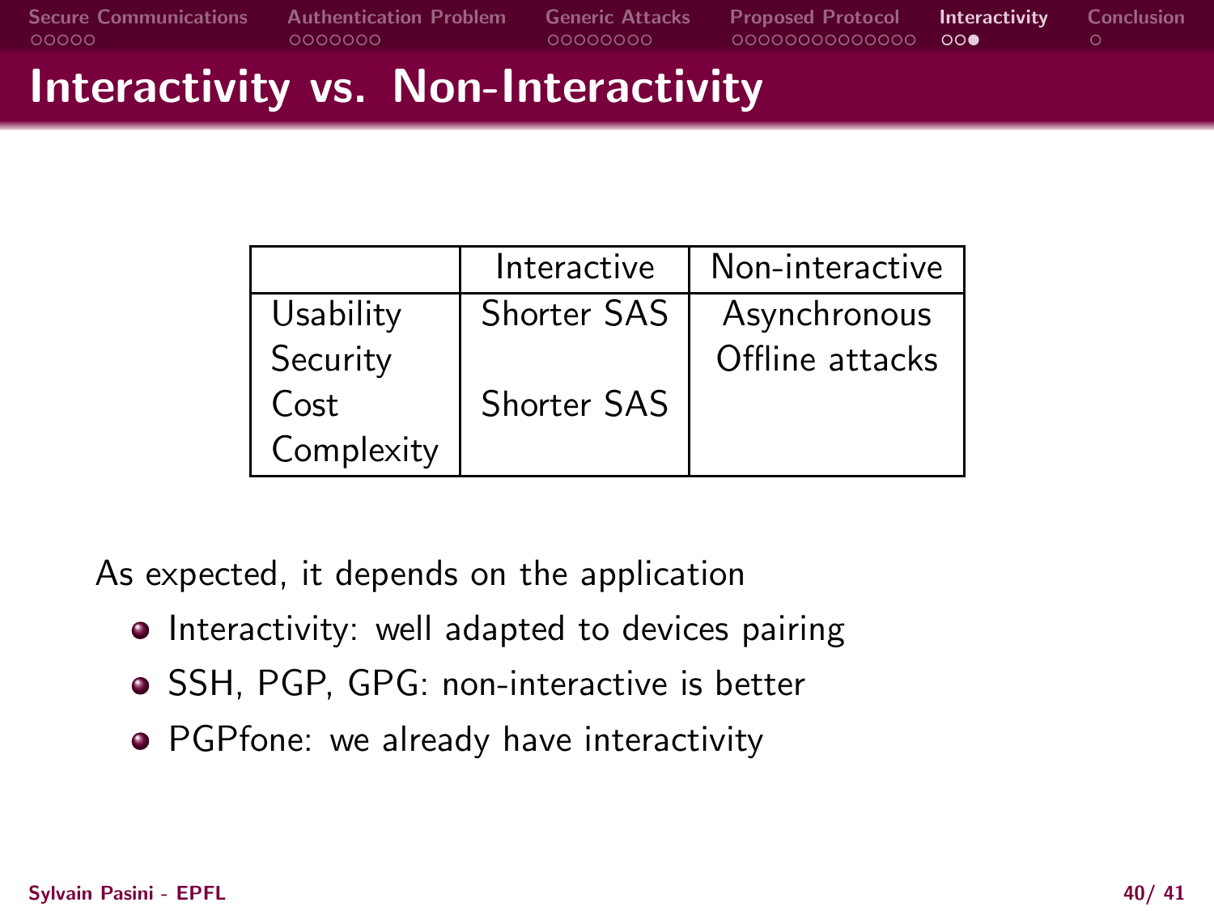# Interactivity vs. Non-Interactivity

| | Interactive | Non-interactive |
|---|---|---|
| Usability | Shorter SAS | Asynchronous |
| Security | | Offline attacks |
| Cost | Shorter SAS | |
| Complexity | | |

As expected, it depends on the application

- Interactivity: well adapted to devices pairing
- SSH, PGP, GPG: non-interactive is better
- PGPfone: we already have interactivity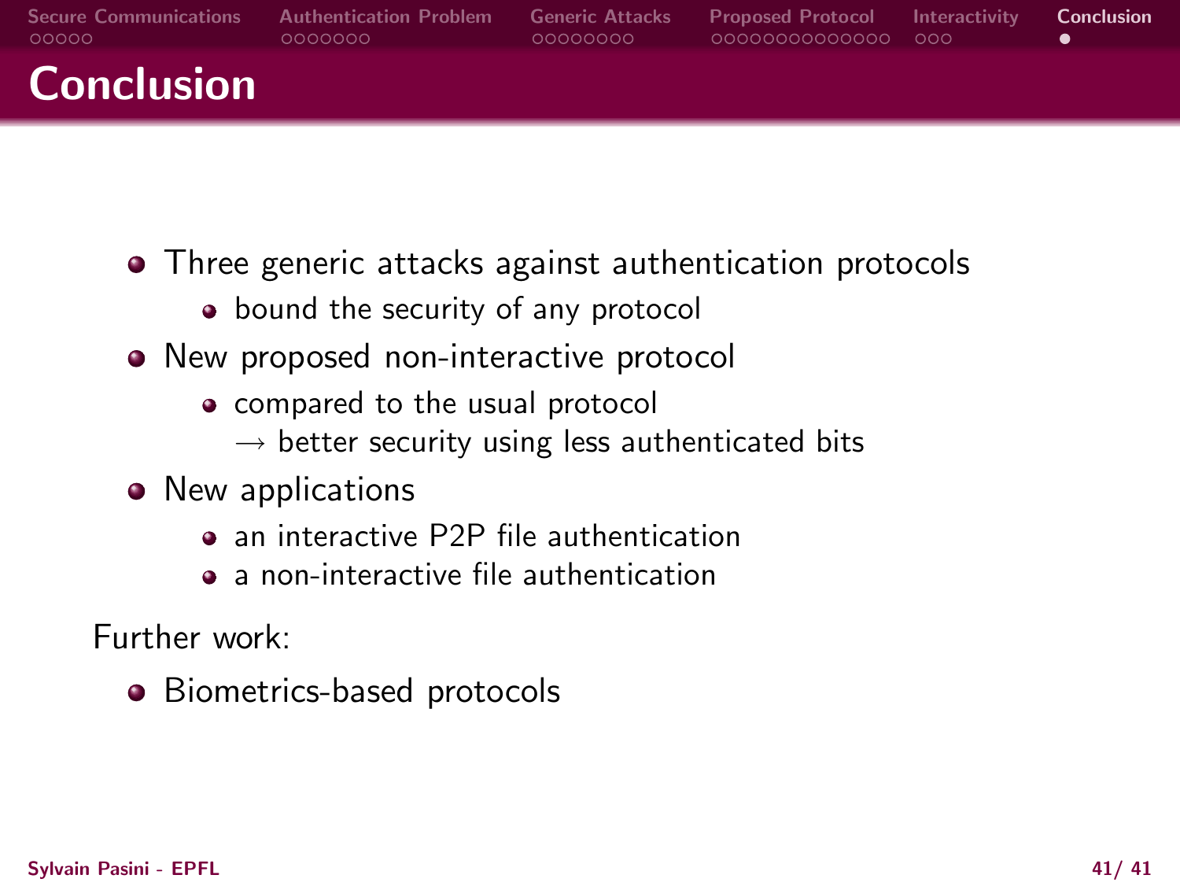# Conclusion

- Three generic attacks against authentication protocols
  - bound the security of any protocol
- New proposed non-interactive protocol
  - compared to the usual protocol
    $\rightarrow$ better security using less authenticated bits
- New applications
  - an interactive P2P file authentication
  - a non-interactive file authentication

Further work:

- Biometrics-based protocols